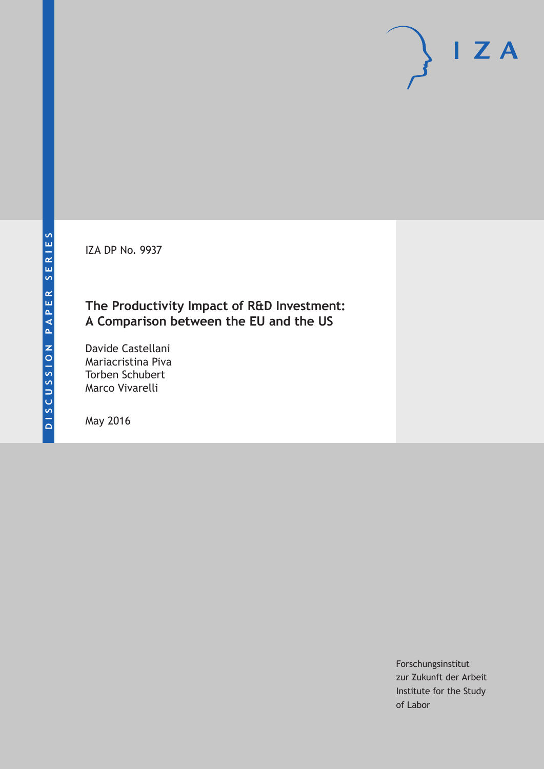DISCUSSION PAPER SERIES

IZA

IZA DP No. 9937

## The Productivity Impact of R&D Investment: A Comparison between the EU and the US

Davide Castellani
Mariacristina Piva
Torben Schubert
Marco Vivarelli

May 2016

Forschungsinstitut
zur Zukunft der Arbeit
Institute for the Study
of Labor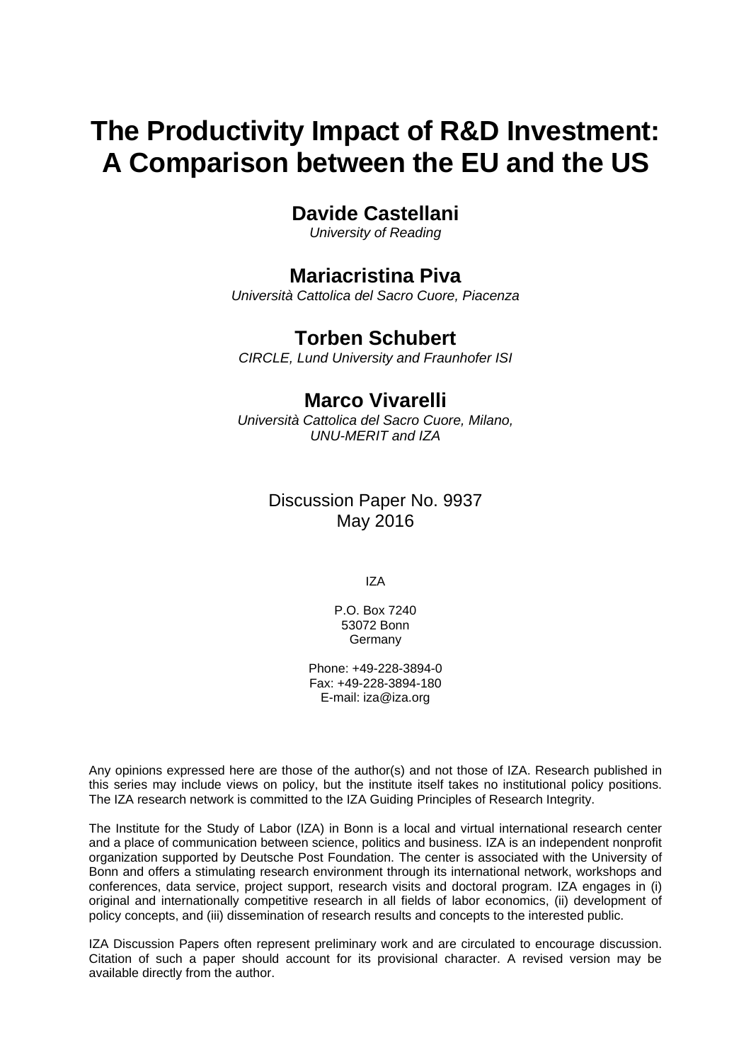# The Productivity Impact of R&D Investment: A Comparison between the EU and the US

## Davide Castellani

*University of Reading*

## Mariacristina Piva

*Università Cattolica del Sacro Cuore, Piacenza*

## Torben Schubert

*CIRCLE, Lund University and Fraunhofer ISI*

## Marco Vivarelli

*Università Cattolica del Sacro Cuore, Milano, UNU-MERIT and IZA*

Discussion Paper No. 9937
May 2016

IZA

P.O. Box 7240
53072 Bonn
Germany

Phone: +49-228-3894-0
Fax: +49-228-3894-180
E-mail: iza@iza.org

Any opinions expressed here are those of the author(s) and not those of IZA. Research published in this series may include views on policy, but the institute itself takes no institutional policy positions. The IZA research network is committed to the IZA Guiding Principles of Research Integrity.

The Institute for the Study of Labor (IZA) in Bonn is a local and virtual international research center and a place of communication between science, politics and business. IZA is an independent nonprofit organization supported by Deutsche Post Foundation. The center is associated with the University of Bonn and offers a stimulating research environment through its international network, workshops and conferences, data service, project support, research visits and doctoral program. IZA engages in (i) original and internationally competitive research in all fields of labor economics, (ii) development of policy concepts, and (iii) dissemination of research results and concepts to the interested public.

IZA Discussion Papers often represent preliminary work and are circulated to encourage discussion. Citation of such a paper should account for its provisional character. A revised version may be available directly from the author.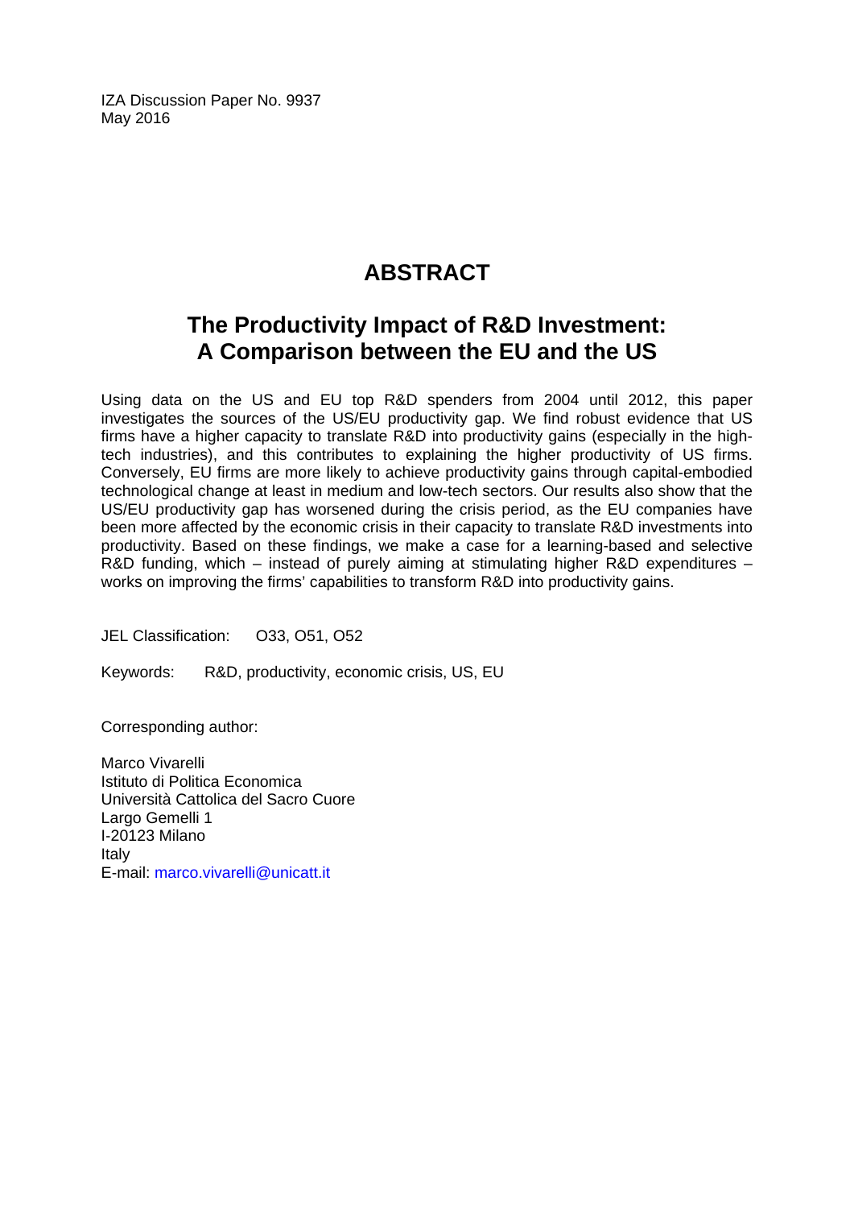IZA Discussion Paper No. 9937
May 2016

# ABSTRACT

## The Productivity Impact of R&D Investment: A Comparison between the EU and the US

Using data on the US and EU top R&D spenders from 2004 until 2012, this paper investigates the sources of the US/EU productivity gap. We find robust evidence that US firms have a higher capacity to translate R&D into productivity gains (especially in the high-tech industries), and this contributes to explaining the higher productivity of US firms. Conversely, EU firms are more likely to achieve productivity gains through capital-embodied technological change at least in medium and low-tech sectors. Our results also show that the US/EU productivity gap has worsened during the crisis period, as the EU companies have been more affected by the economic crisis in their capacity to translate R&D investments into productivity. Based on these findings, we make a case for a learning-based and selective R&D funding, which – instead of purely aiming at stimulating higher R&D expenditures – works on improving the firms' capabilities to transform R&D into productivity gains.

JEL Classification: O33, O51, O52

Keywords: R&D, productivity, economic crisis, US, EU

Corresponding author:

Marco Vivarelli
Istituto di Politica Economica
Università Cattolica del Sacro Cuore
Largo Gemelli 1
I-20123 Milano
Italy
E-mail: marco.vivarelli@unicatt.it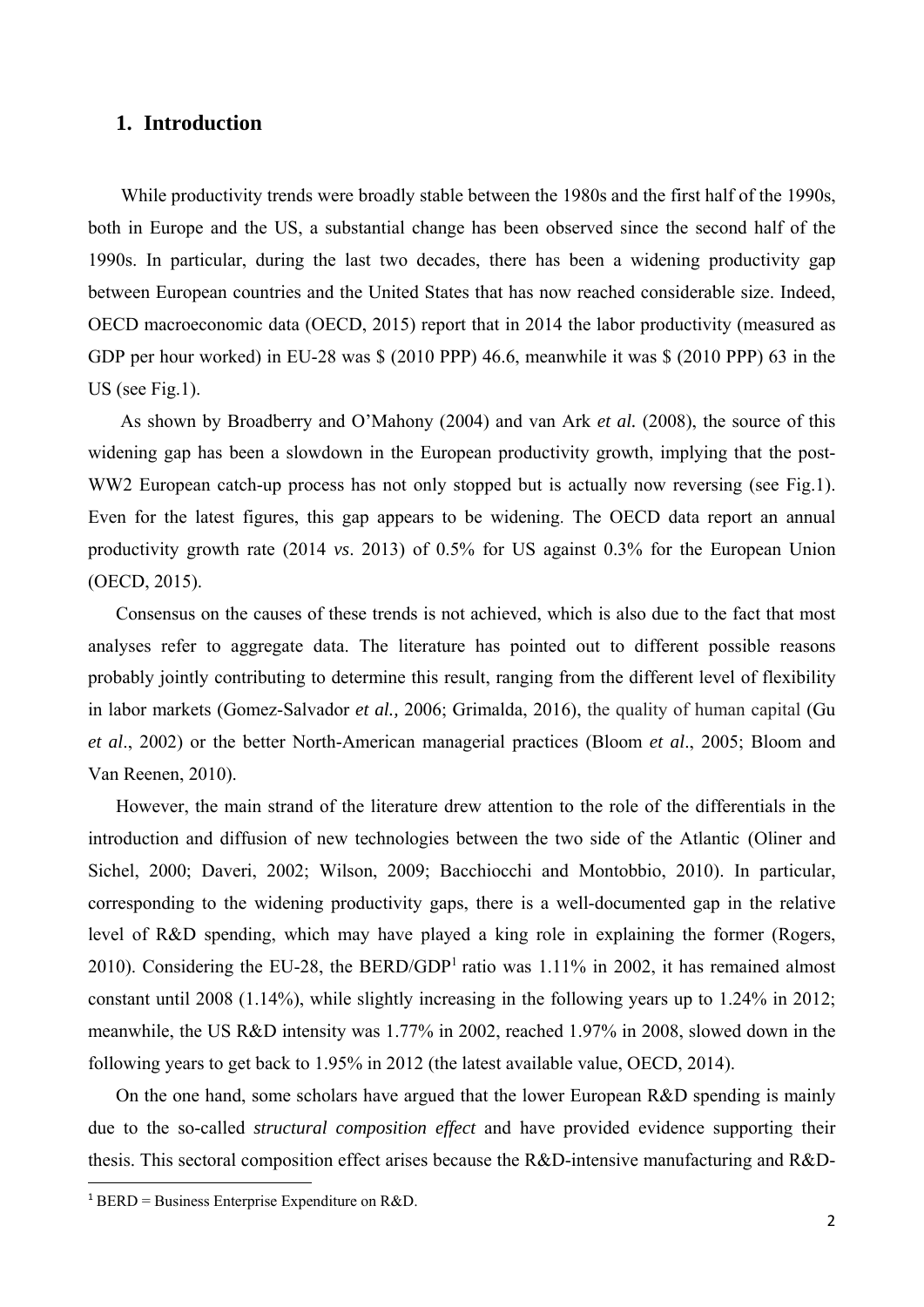## 1. Introduction

While productivity trends were broadly stable between the 1980s and the first half of the 1990s, both in Europe and the US, a substantial change has been observed since the second half of the 1990s. In particular, during the last two decades, there has been a widening productivity gap between European countries and the United States that has now reached considerable size. Indeed, OECD macroeconomic data (OECD, 2015) report that in 2014 the labor productivity (measured as GDP per hour worked) in EU-28 was $ (2010 PPP) 46.6, meanwhile it was $ (2010 PPP) 63 in the US (see Fig.1).

As shown by Broadberry and O'Mahony (2004) and van Ark *et al.* (2008), the source of this widening gap has been a slowdown in the European productivity growth, implying that the post-WW2 European catch-up process has not only stopped but is actually now reversing (see Fig.1). Even for the latest figures, this gap appears to be widening. The OECD data report an annual productivity growth rate (2014 *vs*. 2013) of 0.5% for US against 0.3% for the European Union (OECD, 2015).

Consensus on the causes of these trends is not achieved, which is also due to the fact that most analyses refer to aggregate data. The literature has pointed out to different possible reasons probably jointly contributing to determine this result, ranging from the different level of flexibility in labor markets (Gomez-Salvador *et al.,* 2006; Grimalda, 2016), the quality of human capital (Gu *et al*., 2002) or the better North-American managerial practices (Bloom *et al*., 2005; Bloom and Van Reenen, 2010).

However, the main strand of the literature drew attention to the role of the differentials in the introduction and diffusion of new technologies between the two side of the Atlantic (Oliner and Sichel, 2000; Daveri, 2002; Wilson, 2009; Bacchiocchi and Montobbio, 2010). In particular, corresponding to the widening productivity gaps, there is a well-documented gap in the relative level of R&D spending, which may have played a king role in explaining the former (Rogers, 2010). Considering the EU-28, the BERD/GDP[1] ratio was 1.11% in 2002, it has remained almost constant until 2008 (1.14%), while slightly increasing in the following years up to 1.24% in 2012; meanwhile, the US R&D intensity was 1.77% in 2002, reached 1.97% in 2008, slowed down in the following years to get back to 1.95% in 2012 (the latest available value, OECD, 2014).

On the one hand, some scholars have argued that the lower European R&D spending is mainly due to the so-called *structural composition effect* and have provided evidence supporting their thesis. This sectoral composition effect arises because the R&D-intensive manufacturing and R&D-

[1] BERD = Business Enterprise Expenditure on R&D.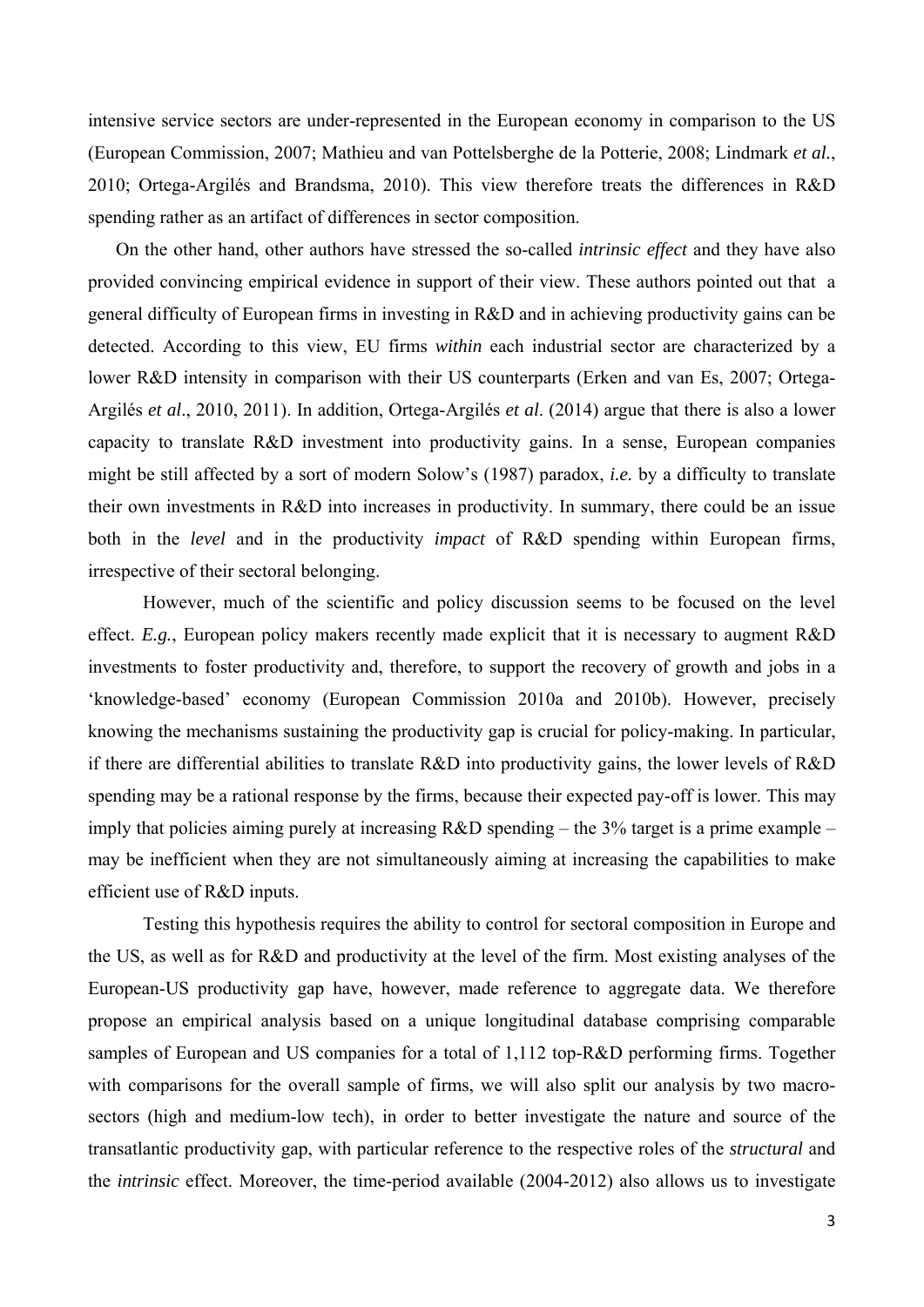intensive service sectors are under-represented in the European economy in comparison to the US (European Commission, 2007; Mathieu and van Pottelsberghe de la Potterie, 2008; Lindmark *et al.*, 2010; Ortega-Argilés and Brandsma, 2010). This view therefore treats the differences in R&D spending rather as an artifact of differences in sector composition.

On the other hand, other authors have stressed the so-called *intrinsic effect* and they have also provided convincing empirical evidence in support of their view. These authors pointed out that a general difficulty of European firms in investing in R&D and in achieving productivity gains can be detected. According to this view, EU firms *within* each industrial sector are characterized by a lower R&D intensity in comparison with their US counterparts (Erken and van Es, 2007; Ortega-Argilés *et al*., 2010, 2011). In addition, Ortega-Argilés *et al*. (2014) argue that there is also a lower capacity to translate R&D investment into productivity gains. In a sense, European companies might be still affected by a sort of modern Solow's (1987) paradox, *i.e.* by a difficulty to translate their own investments in R&D into increases in productivity. In summary, there could be an issue both in the *level* and in the productivity *impact* of R&D spending within European firms, irrespective of their sectoral belonging.

However, much of the scientific and policy discussion seems to be focused on the level effect. *E.g.*, European policy makers recently made explicit that it is necessary to augment R&D investments to foster productivity and, therefore, to support the recovery of growth and jobs in a 'knowledge-based' economy (European Commission 2010a and 2010b). However, precisely knowing the mechanisms sustaining the productivity gap is crucial for policy-making. In particular, if there are differential abilities to translate R&D into productivity gains, the lower levels of R&D spending may be a rational response by the firms, because their expected pay-off is lower. This may imply that policies aiming purely at increasing R&D spending – the 3% target is a prime example – may be inefficient when they are not simultaneously aiming at increasing the capabilities to make efficient use of R&D inputs.

Testing this hypothesis requires the ability to control for sectoral composition in Europe and the US, as well as for R&D and productivity at the level of the firm. Most existing analyses of the European-US productivity gap have, however, made reference to aggregate data. We therefore propose an empirical analysis based on a unique longitudinal database comprising comparable samples of European and US companies for a total of 1,112 top-R&D performing firms. Together with comparisons for the overall sample of firms, we will also split our analysis by two macro-sectors (high and medium-low tech), in order to better investigate the nature and source of the transatlantic productivity gap, with particular reference to the respective roles of the *structural* and the *intrinsic* effect. Moreover, the time-period available (2004-2012) also allows us to investigate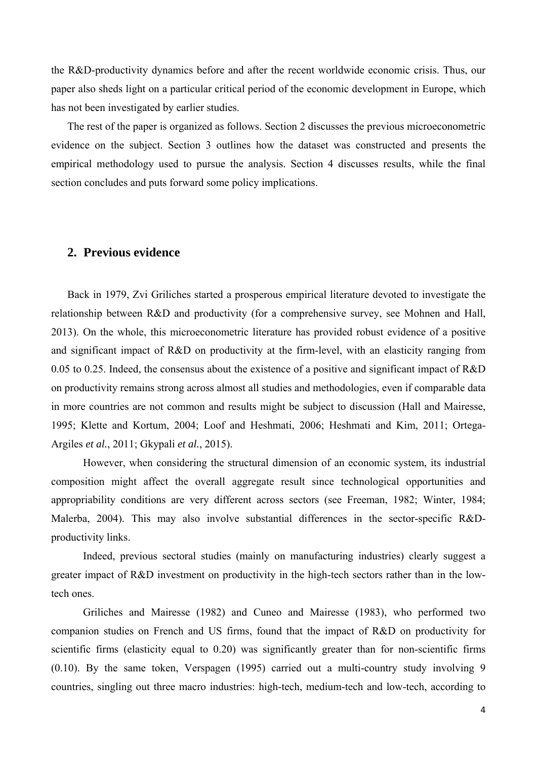the R&D-productivity dynamics before and after the recent worldwide economic crisis. Thus, our paper also sheds light on a particular critical period of the economic development in Europe, which has not been investigated by earlier studies.

The rest of the paper is organized as follows. Section 2 discusses the previous microeconometric evidence on the subject. Section 3 outlines how the dataset was constructed and presents the empirical methodology used to pursue the analysis. Section 4 discusses results, while the final section concludes and puts forward some policy implications.

## 2. Previous evidence

Back in 1979, Zvi Griliches started a prosperous empirical literature devoted to investigate the relationship between R&D and productivity (for a comprehensive survey, see Mohnen and Hall, 2013). On the whole, this microeconometric literature has provided robust evidence of a positive and significant impact of R&D on productivity at the firm-level, with an elasticity ranging from 0.05 to 0.25. Indeed, the consensus about the existence of a positive and significant impact of R&D on productivity remains strong across almost all studies and methodologies, even if comparable data in more countries are not common and results might be subject to discussion (Hall and Mairesse, 1995; Klette and Kortum, 2004; Loof and Heshmati, 2006; Heshmati and Kim, 2011; Ortega-Argiles *et al.*, 2011; Gkypali *et al.*, 2015).

However, when considering the structural dimension of an economic system, its industrial composition might affect the overall aggregate result since technological opportunities and appropriability conditions are very different across sectors (see Freeman, 1982; Winter, 1984; Malerba, 2004). This may also involve substantial differences in the sector-specific R&D-productivity links.

Indeed, previous sectoral studies (mainly on manufacturing industries) clearly suggest a greater impact of R&D investment on productivity in the high-tech sectors rather than in the low-tech ones.

Griliches and Mairesse (1982) and Cuneo and Mairesse (1983), who performed two companion studies on French and US firms, found that the impact of R&D on productivity for scientific firms (elasticity equal to 0.20) was significantly greater than for non-scientific firms (0.10). By the same token, Verspagen (1995) carried out a multi-country study involving 9 countries, singling out three macro industries: high-tech, medium-tech and low-tech, according to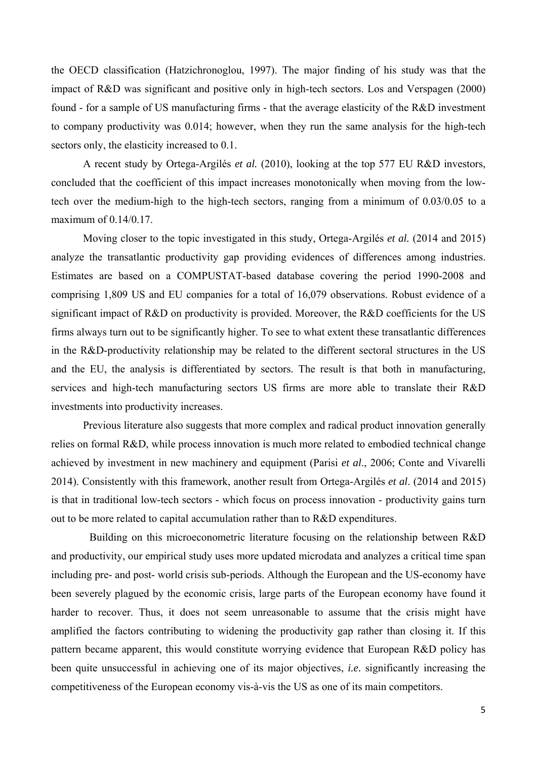the OECD classification (Hatzichronoglou, 1997). The major finding of his study was that the impact of R&D was significant and positive only in high-tech sectors. Los and Verspagen (2000) found - for a sample of US manufacturing firms - that the average elasticity of the R&D investment to company productivity was 0.014; however, when they run the same analysis for the high-tech sectors only, the elasticity increased to 0.1.

A recent study by Ortega-Argilés *et al.* (2010), looking at the top 577 EU R&D investors, concluded that the coefficient of this impact increases monotonically when moving from the low-tech over the medium-high to the high-tech sectors, ranging from a minimum of 0.03/0.05 to a maximum of 0.14/0.17.

Moving closer to the topic investigated in this study, Ortega-Argilés *et al.* (2014 and 2015) analyze the transatlantic productivity gap providing evidences of differences among industries. Estimates are based on a COMPUSTAT-based database covering the period 1990-2008 and comprising 1,809 US and EU companies for a total of 16,079 observations. Robust evidence of a significant impact of R&D on productivity is provided. Moreover, the R&D coefficients for the US firms always turn out to be significantly higher. To see to what extent these transatlantic differences in the R&D-productivity relationship may be related to the different sectoral structures in the US and the EU, the analysis is differentiated by sectors. The result is that both in manufacturing, services and high-tech manufacturing sectors US firms are more able to translate their R&D investments into productivity increases.

Previous literature also suggests that more complex and radical product innovation generally relies on formal R&D, while process innovation is much more related to embodied technical change achieved by investment in new machinery and equipment (Parisi *et al*., 2006; Conte and Vivarelli 2014). Consistently with this framework, another result from Ortega-Argilés *et al*. (2014 and 2015) is that in traditional low-tech sectors - which focus on process innovation - productivity gains turn out to be more related to capital accumulation rather than to R&D expenditures.

Building on this microeconometric literature focusing on the relationship between R&D and productivity, our empirical study uses more updated microdata and analyzes a critical time span including pre- and post- world crisis sub-periods. Although the European and the US-economy have been severely plagued by the economic crisis, large parts of the European economy have found it harder to recover. Thus, it does not seem unreasonable to assume that the crisis might have amplified the factors contributing to widening the productivity gap rather than closing it. If this pattern became apparent, this would constitute worrying evidence that European R&D policy has been quite unsuccessful in achieving one of its major objectives, *i.e.* significantly increasing the competitiveness of the European economy vis-à-vis the US as one of its main competitors.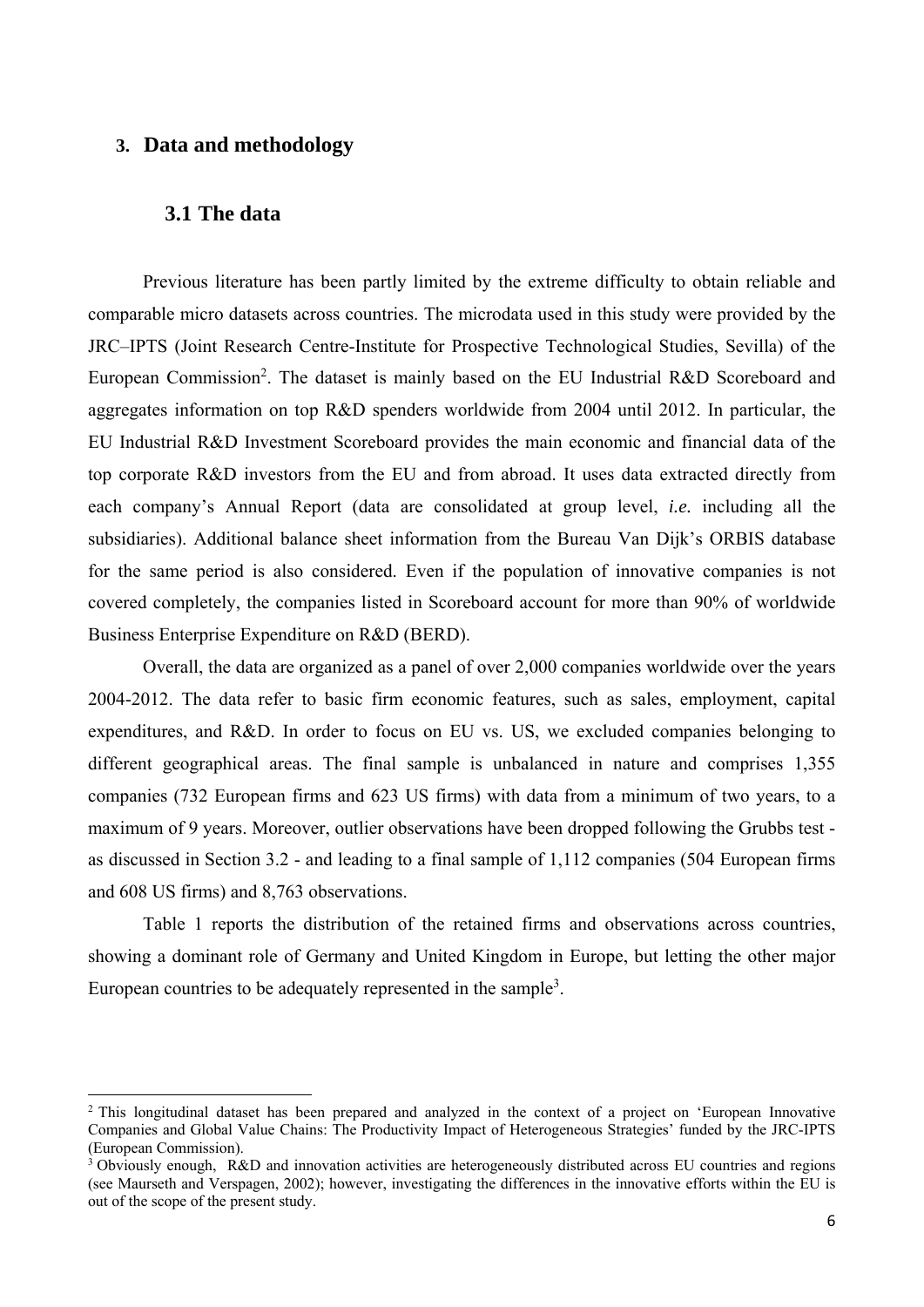# 3. Data and methodology

## 3.1 The data

Previous literature has been partly limited by the extreme difficulty to obtain reliable and comparable micro datasets across countries. The microdata used in this study were provided by the JRC–IPTS (Joint Research Centre-Institute for Prospective Technological Studies, Sevilla) of the European Commission[2]. The dataset is mainly based on the EU Industrial R&D Scoreboard and aggregates information on top R&D spenders worldwide from 2004 until 2012. In particular, the EU Industrial R&D Investment Scoreboard provides the main economic and financial data of the top corporate R&D investors from the EU and from abroad. It uses data extracted directly from each company's Annual Report (data are consolidated at group level, *i.e.* including all the subsidiaries). Additional balance sheet information from the Bureau Van Dijk's ORBIS database for the same period is also considered. Even if the population of innovative companies is not covered completely, the companies listed in Scoreboard account for more than 90% of worldwide Business Enterprise Expenditure on R&D (BERD).

Overall, the data are organized as a panel of over 2,000 companies worldwide over the years 2004-2012. The data refer to basic firm economic features, such as sales, employment, capital expenditures, and R&D. In order to focus on EU vs. US, we excluded companies belonging to different geographical areas. The final sample is unbalanced in nature and comprises 1,355 companies (732 European firms and 623 US firms) with data from a minimum of two years, to a maximum of 9 years. Moreover, outlier observations have been dropped following the Grubbs test - as discussed in Section 3.2 - and leading to a final sample of 1,112 companies (504 European firms and 608 US firms) and 8,763 observations.

Table 1 reports the distribution of the retained firms and observations across countries, showing a dominant role of Germany and United Kingdom in Europe, but letting the other major European countries to be adequately represented in the sample[3].

---

[2] This longitudinal dataset has been prepared and analyzed in the context of a project on 'European Innovative Companies and Global Value Chains: The Productivity Impact of Heterogeneous Strategies' funded by the JRC-IPTS (European Commission).

[3] Obviously enough, R&D and innovation activities are heterogeneously distributed across EU countries and regions (see Maurseth and Verspagen, 2002); however, investigating the differences in the innovative efforts within the EU is out of the scope of the present study.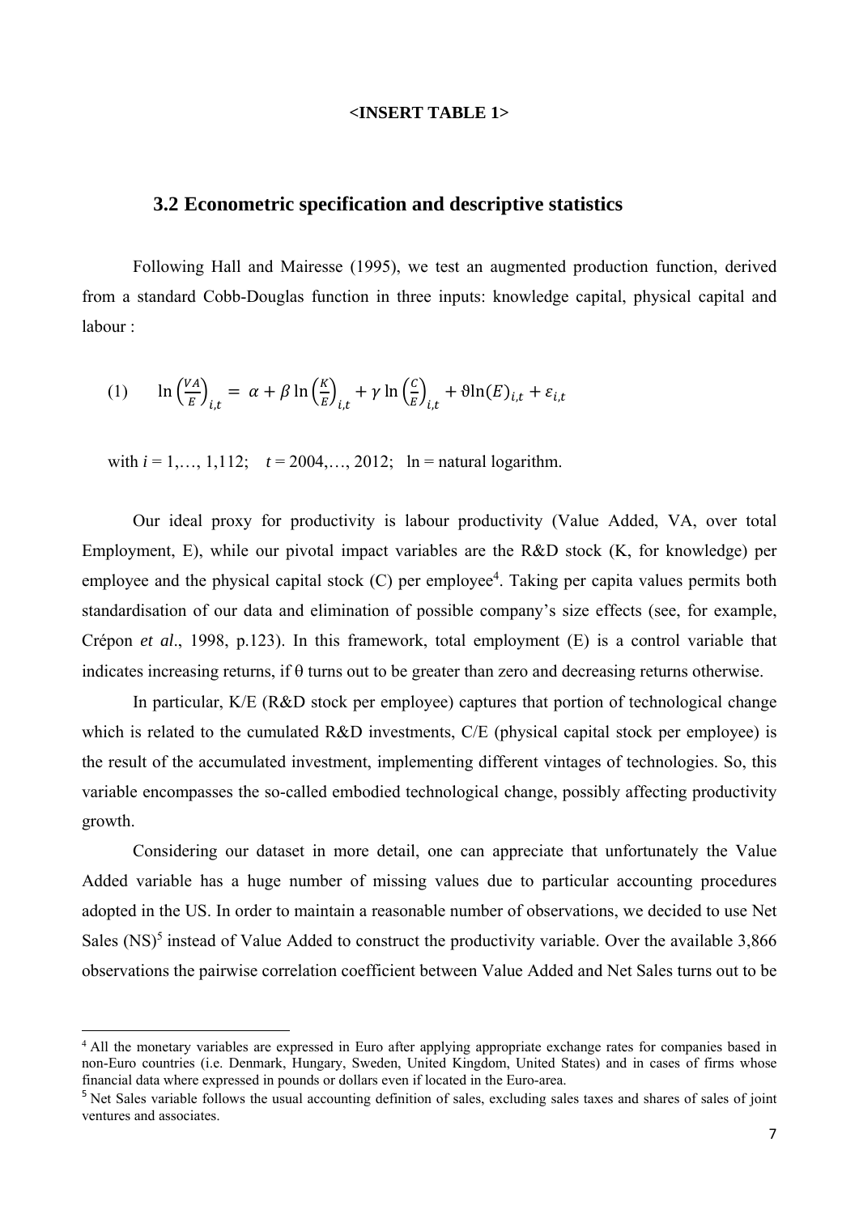**<INSERT TABLE 1>**

## 3.2 Econometric specification and descriptive statistics

Following Hall and Mairesse (1995), we test an augmented production function, derived from a standard Cobb-Douglas function in three inputs: knowledge capital, physical capital and labour :

$$(1) \qquad \ln\left(\frac{VA}{E}\right)_{i,t} = \alpha + \beta \ln\left(\frac{K}{E}\right)_{i,t} + \gamma \ln\left(\frac{C}{E}\right)_{i,t} + \vartheta \ln(E)_{i,t} + \varepsilon_{i,t}$$

with $i = 1,\ldots, 1{,}112$; $t = 2004,\ldots, 2012$; ln = natural logarithm.

Our ideal proxy for productivity is labour productivity (Value Added, VA, over total Employment, E), while our pivotal impact variables are the R&D stock (K, for knowledge) per employee and the physical capital stock (C) per employee[4]. Taking per capita values permits both standardisation of our data and elimination of possible company's size effects (see, for example, Crépon *et al*., 1998, p.123). In this framework, total employment (E) is a control variable that indicates increasing returns, if θ turns out to be greater than zero and decreasing returns otherwise.

In particular, K/E (R&D stock per employee) captures that portion of technological change which is related to the cumulated R&D investments, C/E (physical capital stock per employee) is the result of the accumulated investment, implementing different vintages of technologies. So, this variable encompasses the so-called embodied technological change, possibly affecting productivity growth.

Considering our dataset in more detail, one can appreciate that unfortunately the Value Added variable has a huge number of missing values due to particular accounting procedures adopted in the US. In order to maintain a reasonable number of observations, we decided to use Net Sales (NS)[5] instead of Value Added to construct the productivity variable. Over the available 3,866 observations the pairwise correlation coefficient between Value Added and Net Sales turns out to be

---

[4] All the monetary variables are expressed in Euro after applying appropriate exchange rates for companies based in non-Euro countries (i.e. Denmark, Hungary, Sweden, United Kingdom, United States) and in cases of firms whose financial data where expressed in pounds or dollars even if located in the Euro-area.

[5] Net Sales variable follows the usual accounting definition of sales, excluding sales taxes and shares of sales of joint ventures and associates.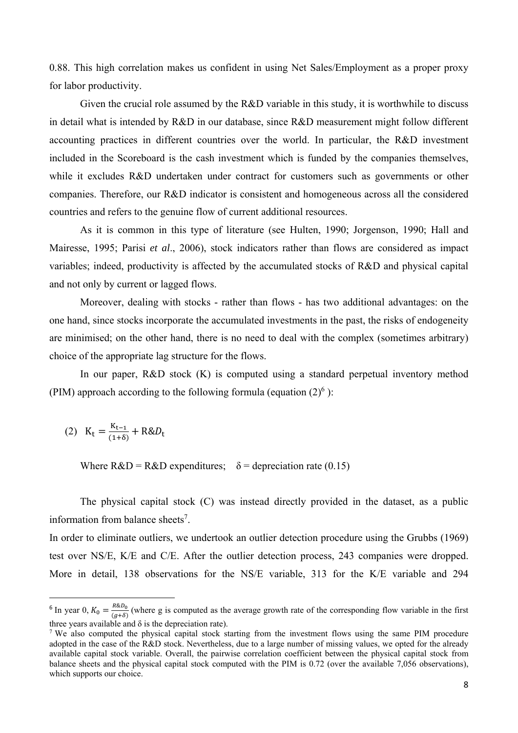0.88. This high correlation makes us confident in using Net Sales/Employment as a proper proxy for labor productivity.

Given the crucial role assumed by the R&D variable in this study, it is worthwhile to discuss in detail what is intended by R&D in our database, since R&D measurement might follow different accounting practices in different countries over the world. In particular, the R&D investment included in the Scoreboard is the cash investment which is funded by the companies themselves, while it excludes R&D undertaken under contract for customers such as governments or other companies. Therefore, our R&D indicator is consistent and homogeneous across all the considered countries and refers to the genuine flow of current additional resources.

As it is common in this type of literature (see Hulten, 1990; Jorgenson, 1990; Hall and Mairesse, 1995; Parisi *et al*., 2006), stock indicators rather than flows are considered as impact variables; indeed, productivity is affected by the accumulated stocks of R&D and physical capital and not only by current or lagged flows.

Moreover, dealing with stocks - rather than flows - has two additional advantages: on the one hand, since stocks incorporate the accumulated investments in the past, the risks of endogeneity are minimised; on the other hand, there is no need to deal with the complex (sometimes arbitrary) choice of the appropriate lag structure for the flows.

In our paper, R&D stock (K) is computed using a standard perpetual inventory method (PIM) approach according to the following formula (equation (2)[6] ):

$$(2)\quad K_t = \frac{K_{t-1}}{(1+\delta)} + R\&D_t$$

Where R&D = R&D expenditures; $\delta$ = depreciation rate (0.15)

The physical capital stock (C) was instead directly provided in the dataset, as a public information from balance sheets[7].

In order to eliminate outliers, we undertook an outlier detection procedure using the Grubbs (1969) test over NS/E, K/E and C/E. After the outlier detection process, 243 companies were dropped. More in detail, 138 observations for the NS/E variable, 313 for the K/E variable and 294

---

[6] In year 0, $K_0 = \frac{R\&D_0}{(g+\delta)}$ (where g is computed as the average growth rate of the corresponding flow variable in the first three years available and $\delta$ is the depreciation rate).

[7] We also computed the physical capital stock starting from the investment flows using the same PIM procedure adopted in the case of the R&D stock. Nevertheless, due to a large number of missing values, we opted for the already available capital stock variable. Overall, the pairwise correlation coefficient between the physical capital stock from balance sheets and the physical capital stock computed with the PIM is 0.72 (over the available 7,056 observations), which supports our choice.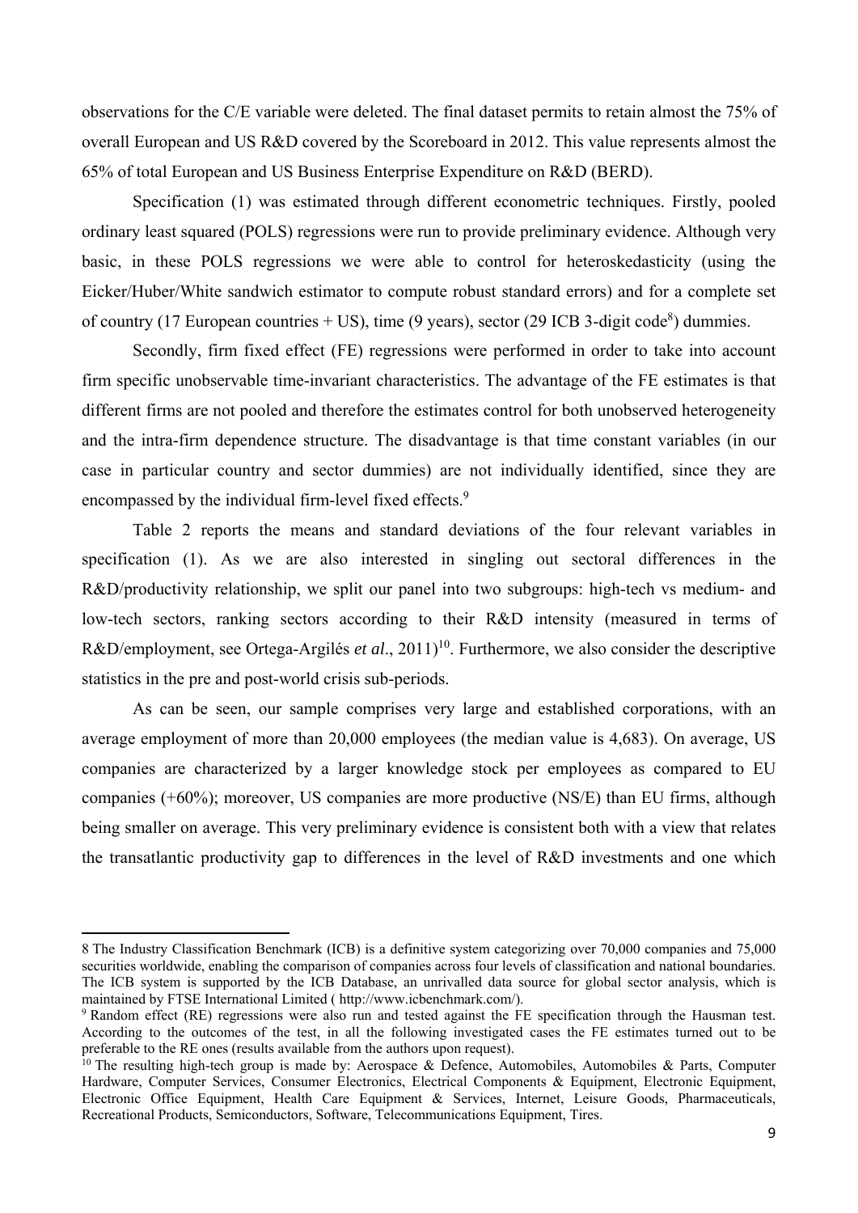observations for the C/E variable were deleted. The final dataset permits to retain almost the 75% of overall European and US R&D covered by the Scoreboard in 2012. This value represents almost the 65% of total European and US Business Enterprise Expenditure on R&D (BERD).

Specification (1) was estimated through different econometric techniques. Firstly, pooled ordinary least squared (POLS) regressions were run to provide preliminary evidence. Although very basic, in these POLS regressions we were able to control for heteroskedasticity (using the Eicker/Huber/White sandwich estimator to compute robust standard errors) and for a complete set of country (17 European countries + US), time (9 years), sector (29 ICB 3-digit code[8]) dummies.

Secondly, firm fixed effect (FE) regressions were performed in order to take into account firm specific unobservable time-invariant characteristics. The advantage of the FE estimates is that different firms are not pooled and therefore the estimates control for both unobserved heterogeneity and the intra-firm dependence structure. The disadvantage is that time constant variables (in our case in particular country and sector dummies) are not individually identified, since they are encompassed by the individual firm-level fixed effects.[9]

Table 2 reports the means and standard deviations of the four relevant variables in specification (1). As we are also interested in singling out sectoral differences in the R&D/productivity relationship, we split our panel into two subgroups: high-tech vs medium- and low-tech sectors, ranking sectors according to their R&D intensity (measured in terms of R&D/employment, see Ortega-Argilés *et al*., 2011)[10]. Furthermore, we also consider the descriptive statistics in the pre and post-world crisis sub-periods.

As can be seen, our sample comprises very large and established corporations, with an average employment of more than 20,000 employees (the median value is 4,683). On average, US companies are characterized by a larger knowledge stock per employees as compared to EU companies (+60%); moreover, US companies are more productive (NS/E) than EU firms, although being smaller on average. This very preliminary evidence is consistent both with a view that relates the transatlantic productivity gap to differences in the level of R&D investments and one which

---

8 The Industry Classification Benchmark (ICB) is a definitive system categorizing over 70,000 companies and 75,000 securities worldwide, enabling the comparison of companies across four levels of classification and national boundaries. The ICB system is supported by the ICB Database, an unrivalled data source for global sector analysis, which is maintained by FTSE International Limited ( http://www.icbenchmark.com/).

9 Random effect (RE) regressions were also run and tested against the FE specification through the Hausman test. According to the outcomes of the test, in all the following investigated cases the FE estimates turned out to be preferable to the RE ones (results available from the authors upon request).

10 The resulting high-tech group is made by: Aerospace & Defence, Automobiles, Automobiles & Parts, Computer Hardware, Computer Services, Consumer Electronics, Electrical Components & Equipment, Electronic Equipment, Electronic Office Equipment, Health Care Equipment & Services, Internet, Leisure Goods, Pharmaceuticals, Recreational Products, Semiconductors, Software, Telecommunications Equipment, Tires.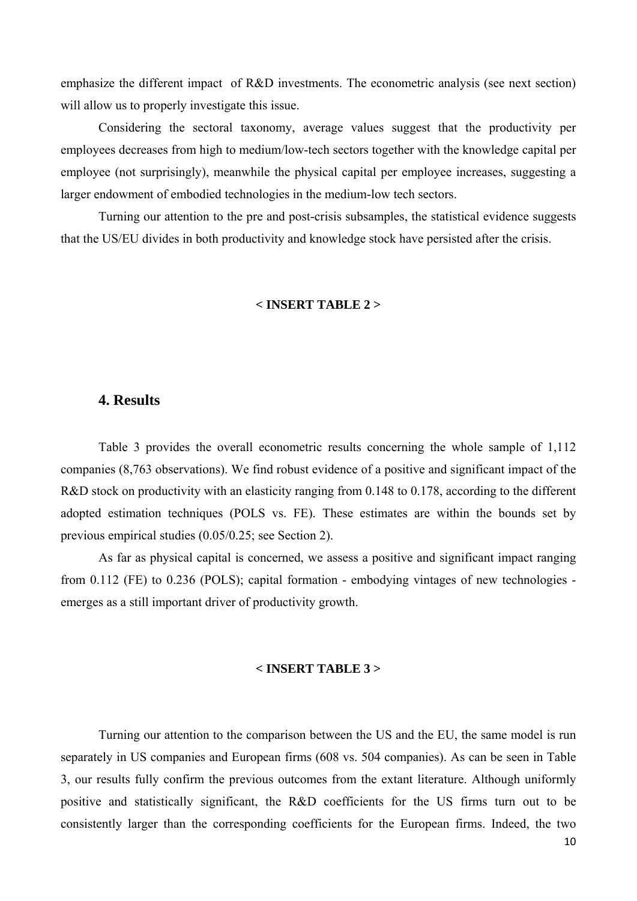emphasize the different impact of R&D investments. The econometric analysis (see next section) will allow us to properly investigate this issue.

Considering the sectoral taxonomy, average values suggest that the productivity per employees decreases from high to medium/low-tech sectors together with the knowledge capital per employee (not surprisingly), meanwhile the physical capital per employee increases, suggesting a larger endowment of embodied technologies in the medium-low tech sectors.

Turning our attention to the pre and post-crisis subsamples, the statistical evidence suggests that the US/EU divides in both productivity and knowledge stock have persisted after the crisis.

**< INSERT TABLE 2 >**

## 4. Results

Table 3 provides the overall econometric results concerning the whole sample of 1,112 companies (8,763 observations). We find robust evidence of a positive and significant impact of the R&D stock on productivity with an elasticity ranging from 0.148 to 0.178, according to the different adopted estimation techniques (POLS vs. FE). These estimates are within the bounds set by previous empirical studies (0.05/0.25; see Section 2).

As far as physical capital is concerned, we assess a positive and significant impact ranging from 0.112 (FE) to 0.236 (POLS); capital formation - embodying vintages of new technologies - emerges as a still important driver of productivity growth.

**< INSERT TABLE 3 >**

Turning our attention to the comparison between the US and the EU, the same model is run separately in US companies and European firms (608 vs. 504 companies). As can be seen in Table 3, our results fully confirm the previous outcomes from the extant literature. Although uniformly positive and statistically significant, the R&D coefficients for the US firms turn out to be consistently larger than the corresponding coefficients for the European firms. Indeed, the two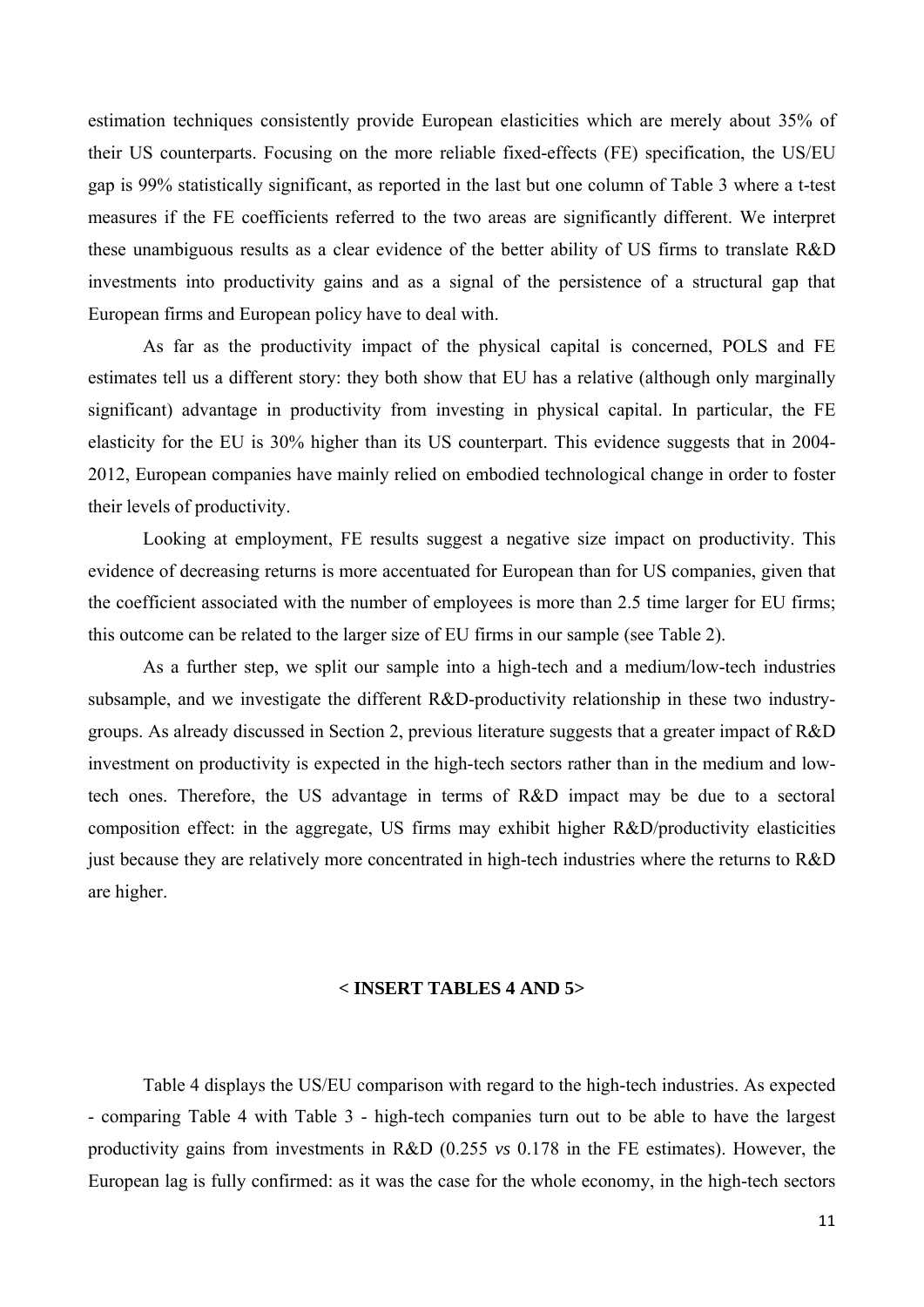estimation techniques consistently provide European elasticities which are merely about 35% of their US counterparts. Focusing on the more reliable fixed-effects (FE) specification, the US/EU gap is 99% statistically significant, as reported in the last but one column of Table 3 where a t-test measures if the FE coefficients referred to the two areas are significantly different. We interpret these unambiguous results as a clear evidence of the better ability of US firms to translate R&D investments into productivity gains and as a signal of the persistence of a structural gap that European firms and European policy have to deal with.

As far as the productivity impact of the physical capital is concerned, POLS and FE estimates tell us a different story: they both show that EU has a relative (although only marginally significant) advantage in productivity from investing in physical capital. In particular, the FE elasticity for the EU is 30% higher than its US counterpart. This evidence suggests that in 2004-2012, European companies have mainly relied on embodied technological change in order to foster their levels of productivity.

Looking at employment, FE results suggest a negative size impact on productivity. This evidence of decreasing returns is more accentuated for European than for US companies, given that the coefficient associated with the number of employees is more than 2.5 time larger for EU firms; this outcome can be related to the larger size of EU firms in our sample (see Table 2).

As a further step, we split our sample into a high-tech and a medium/low-tech industries subsample, and we investigate the different R&D-productivity relationship in these two industry-groups. As already discussed in Section 2, previous literature suggests that a greater impact of R&D investment on productivity is expected in the high-tech sectors rather than in the medium and low-tech ones. Therefore, the US advantage in terms of R&D impact may be due to a sectoral composition effect: in the aggregate, US firms may exhibit higher R&D/productivity elasticities just because they are relatively more concentrated in high-tech industries where the returns to R&D are higher.

**< INSERT TABLES 4 AND 5>**

Table 4 displays the US/EU comparison with regard to the high-tech industries. As expected - comparing Table 4 with Table 3 - high-tech companies turn out to be able to have the largest productivity gains from investments in R&D (0.255 *vs* 0.178 in the FE estimates). However, the European lag is fully confirmed: as it was the case for the whole economy, in the high-tech sectors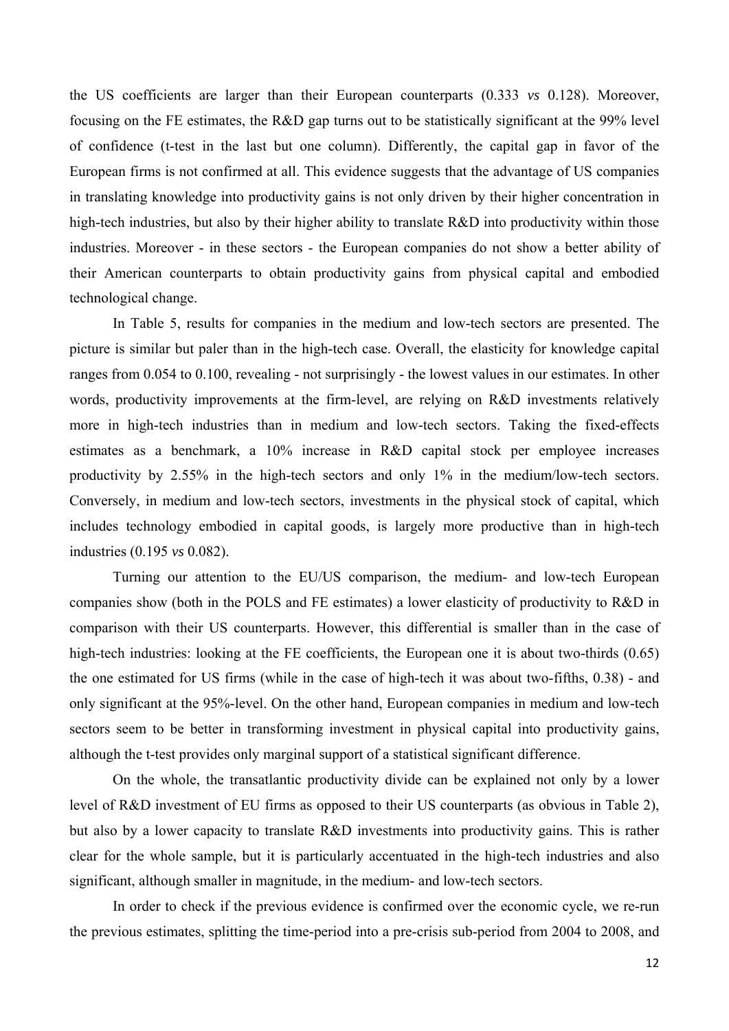the US coefficients are larger than their European counterparts (0.333 *vs* 0.128). Moreover, focusing on the FE estimates, the R&D gap turns out to be statistically significant at the 99% level of confidence (t-test in the last but one column). Differently, the capital gap in favor of the European firms is not confirmed at all. This evidence suggests that the advantage of US companies in translating knowledge into productivity gains is not only driven by their higher concentration in high-tech industries, but also by their higher ability to translate R&D into productivity within those industries. Moreover - in these sectors - the European companies do not show a better ability of their American counterparts to obtain productivity gains from physical capital and embodied technological change.

In Table 5, results for companies in the medium and low-tech sectors are presented. The picture is similar but paler than in the high-tech case. Overall, the elasticity for knowledge capital ranges from 0.054 to 0.100, revealing - not surprisingly - the lowest values in our estimates. In other words, productivity improvements at the firm-level, are relying on R&D investments relatively more in high-tech industries than in medium and low-tech sectors. Taking the fixed-effects estimates as a benchmark, a 10% increase in R&D capital stock per employee increases productivity by 2.55% in the high-tech sectors and only 1% in the medium/low-tech sectors. Conversely, in medium and low-tech sectors, investments in the physical stock of capital, which includes technology embodied in capital goods, is largely more productive than in high-tech industries (0.195 *vs* 0.082).

Turning our attention to the EU/US comparison, the medium- and low-tech European companies show (both in the POLS and FE estimates) a lower elasticity of productivity to R&D in comparison with their US counterparts. However, this differential is smaller than in the case of high-tech industries: looking at the FE coefficients, the European one it is about two-thirds (0.65) the one estimated for US firms (while in the case of high-tech it was about two-fifths, 0.38) - and only significant at the 95%-level. On the other hand, European companies in medium and low-tech sectors seem to be better in transforming investment in physical capital into productivity gains, although the t-test provides only marginal support of a statistical significant difference.

On the whole, the transatlantic productivity divide can be explained not only by a lower level of R&D investment of EU firms as opposed to their US counterparts (as obvious in Table 2), but also by a lower capacity to translate R&D investments into productivity gains. This is rather clear for the whole sample, but it is particularly accentuated in the high-tech industries and also significant, although smaller in magnitude, in the medium- and low-tech sectors.

In order to check if the previous evidence is confirmed over the economic cycle, we re-run the previous estimates, splitting the time-period into a pre-crisis sub-period from 2004 to 2008, and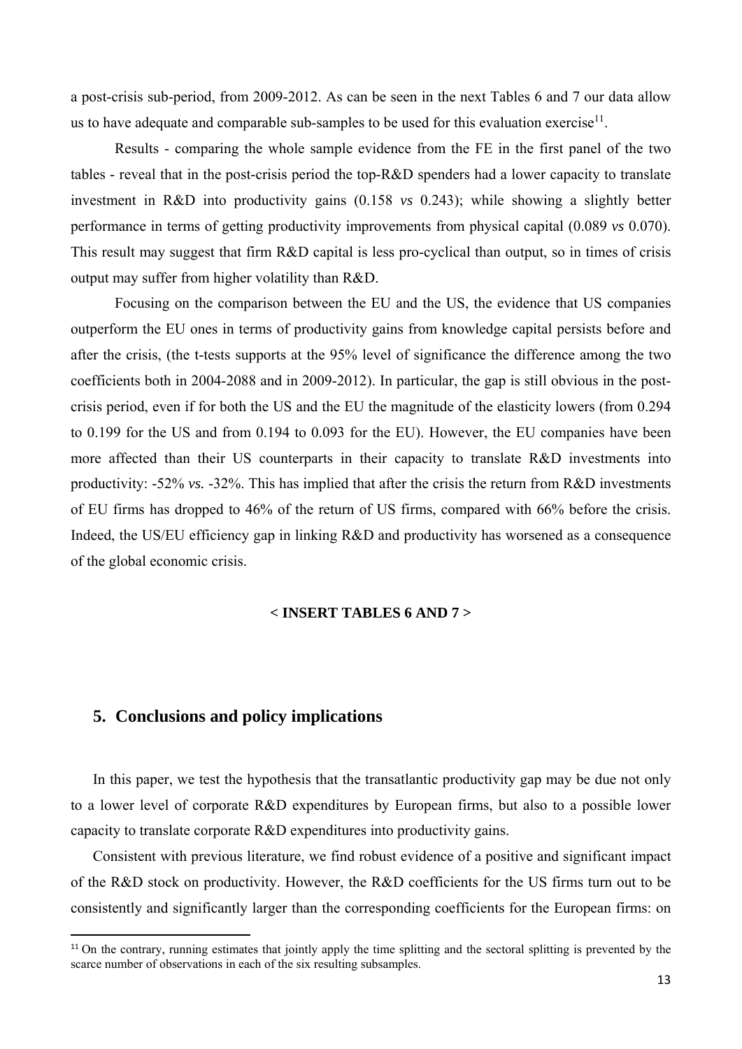a post-crisis sub-period, from 2009-2012. As can be seen in the next Tables 6 and 7 our data allow us to have adequate and comparable sub-samples to be used for this evaluation exercise[11].

Results - comparing the whole sample evidence from the FE in the first panel of the two tables - reveal that in the post-crisis period the top-R&D spenders had a lower capacity to translate investment in R&D into productivity gains (0.158 *vs* 0.243); while showing a slightly better performance in terms of getting productivity improvements from physical capital (0.089 *vs* 0.070). This result may suggest that firm R&D capital is less pro-cyclical than output, so in times of crisis output may suffer from higher volatility than R&D.

Focusing on the comparison between the EU and the US, the evidence that US companies outperform the EU ones in terms of productivity gains from knowledge capital persists before and after the crisis, (the t-tests supports at the 95% level of significance the difference among the two coefficients both in 2004-2088 and in 2009-2012). In particular, the gap is still obvious in the post-crisis period, even if for both the US and the EU the magnitude of the elasticity lowers (from 0.294 to 0.199 for the US and from 0.194 to 0.093 for the EU). However, the EU companies have been more affected than their US counterparts in their capacity to translate R&D investments into productivity: -52% *vs.* -32%. This has implied that after the crisis the return from R&D investments of EU firms has dropped to 46% of the return of US firms, compared with 66% before the crisis. Indeed, the US/EU efficiency gap in linking R&D and productivity has worsened as a consequence of the global economic crisis.

**< INSERT TABLES 6 AND 7 >**

## 5. Conclusions and policy implications

In this paper, we test the hypothesis that the transatlantic productivity gap may be due not only to a lower level of corporate R&D expenditures by European firms, but also to a possible lower capacity to translate corporate R&D expenditures into productivity gains.

Consistent with previous literature, we find robust evidence of a positive and significant impact of the R&D stock on productivity. However, the R&D coefficients for the US firms turn out to be consistently and significantly larger than the corresponding coefficients for the European firms: on

[11] On the contrary, running estimates that jointly apply the time splitting and the sectoral splitting is prevented by the scarce number of observations in each of the six resulting subsamples.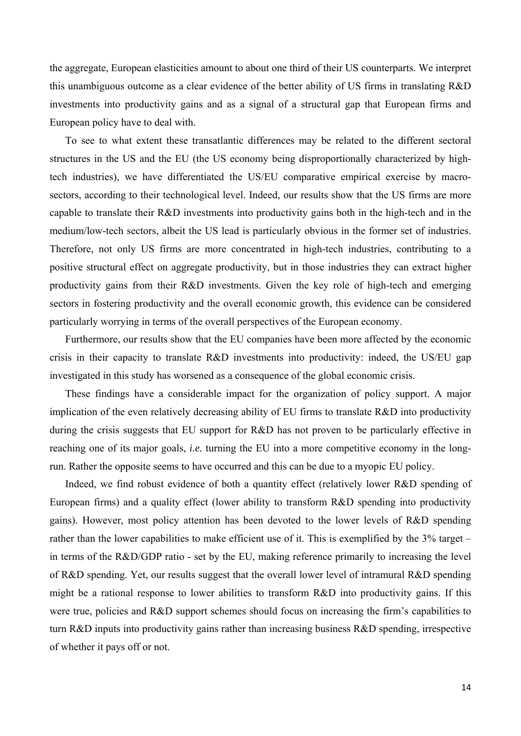the aggregate, European elasticities amount to about one third of their US counterparts. We interpret this unambiguous outcome as a clear evidence of the better ability of US firms in translating R&D investments into productivity gains and as a signal of a structural gap that European firms and European policy have to deal with.

To see to what extent these transatlantic differences may be related to the different sectoral structures in the US and the EU (the US economy being disproportionally characterized by high-tech industries), we have differentiated the US/EU comparative empirical exercise by macro-sectors, according to their technological level. Indeed, our results show that the US firms are more capable to translate their R&D investments into productivity gains both in the high-tech and in the medium/low-tech sectors, albeit the US lead is particularly obvious in the former set of industries. Therefore, not only US firms are more concentrated in high-tech industries, contributing to a positive structural effect on aggregate productivity, but in those industries they can extract higher productivity gains from their R&D investments. Given the key role of high-tech and emerging sectors in fostering productivity and the overall economic growth, this evidence can be considered particularly worrying in terms of the overall perspectives of the European economy.

Furthermore, our results show that the EU companies have been more affected by the economic crisis in their capacity to translate R&D investments into productivity: indeed, the US/EU gap investigated in this study has worsened as a consequence of the global economic crisis.

These findings have a considerable impact for the organization of policy support. A major implication of the even relatively decreasing ability of EU firms to translate R&D into productivity during the crisis suggests that EU support for R&D has not proven to be particularly effective in reaching one of its major goals, *i.e.* turning the EU into a more competitive economy in the long-run. Rather the opposite seems to have occurred and this can be due to a myopic EU policy.

Indeed, we find robust evidence of both a quantity effect (relatively lower R&D spending of European firms) and a quality effect (lower ability to transform R&D spending into productivity gains). However, most policy attention has been devoted to the lower levels of R&D spending rather than the lower capabilities to make efficient use of it. This is exemplified by the 3% target – in terms of the R&D/GDP ratio - set by the EU, making reference primarily to increasing the level of R&D spending. Yet, our results suggest that the overall lower level of intramural R&D spending might be a rational response to lower abilities to transform R&D into productivity gains. If this were true, policies and R&D support schemes should focus on increasing the firm's capabilities to turn R&D inputs into productivity gains rather than increasing business R&D spending, irrespective of whether it pays off or not.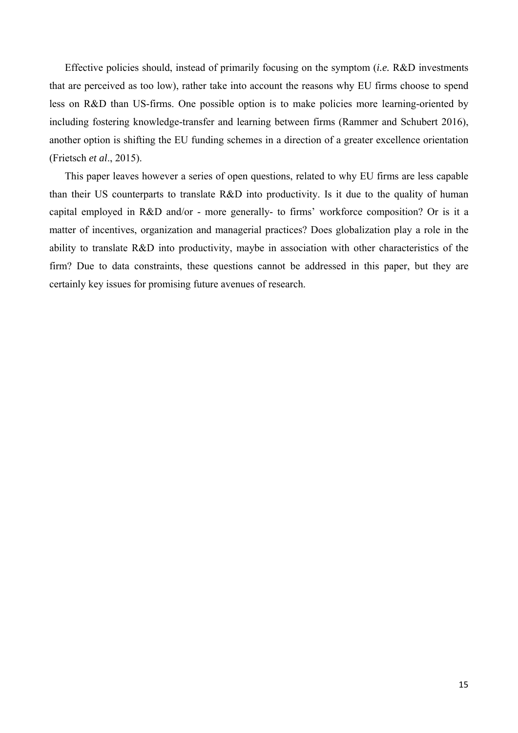Effective policies should, instead of primarily focusing on the symptom (*i.e.* R&D investments that are perceived as too low), rather take into account the reasons why EU firms choose to spend less on R&D than US-firms. One possible option is to make policies more learning-oriented by including fostering knowledge-transfer and learning between firms (Rammer and Schubert 2016), another option is shifting the EU funding schemes in a direction of a greater excellence orientation (Frietsch *et al*., 2015).

This paper leaves however a series of open questions, related to why EU firms are less capable than their US counterparts to translate R&D into productivity. Is it due to the quality of human capital employed in R&D and/or - more generally- to firms' workforce composition? Or is it a matter of incentives, organization and managerial practices? Does globalization play a role in the ability to translate R&D into productivity, maybe in association with other characteristics of the firm? Due to data constraints, these questions cannot be addressed in this paper, but they are certainly key issues for promising future avenues of research.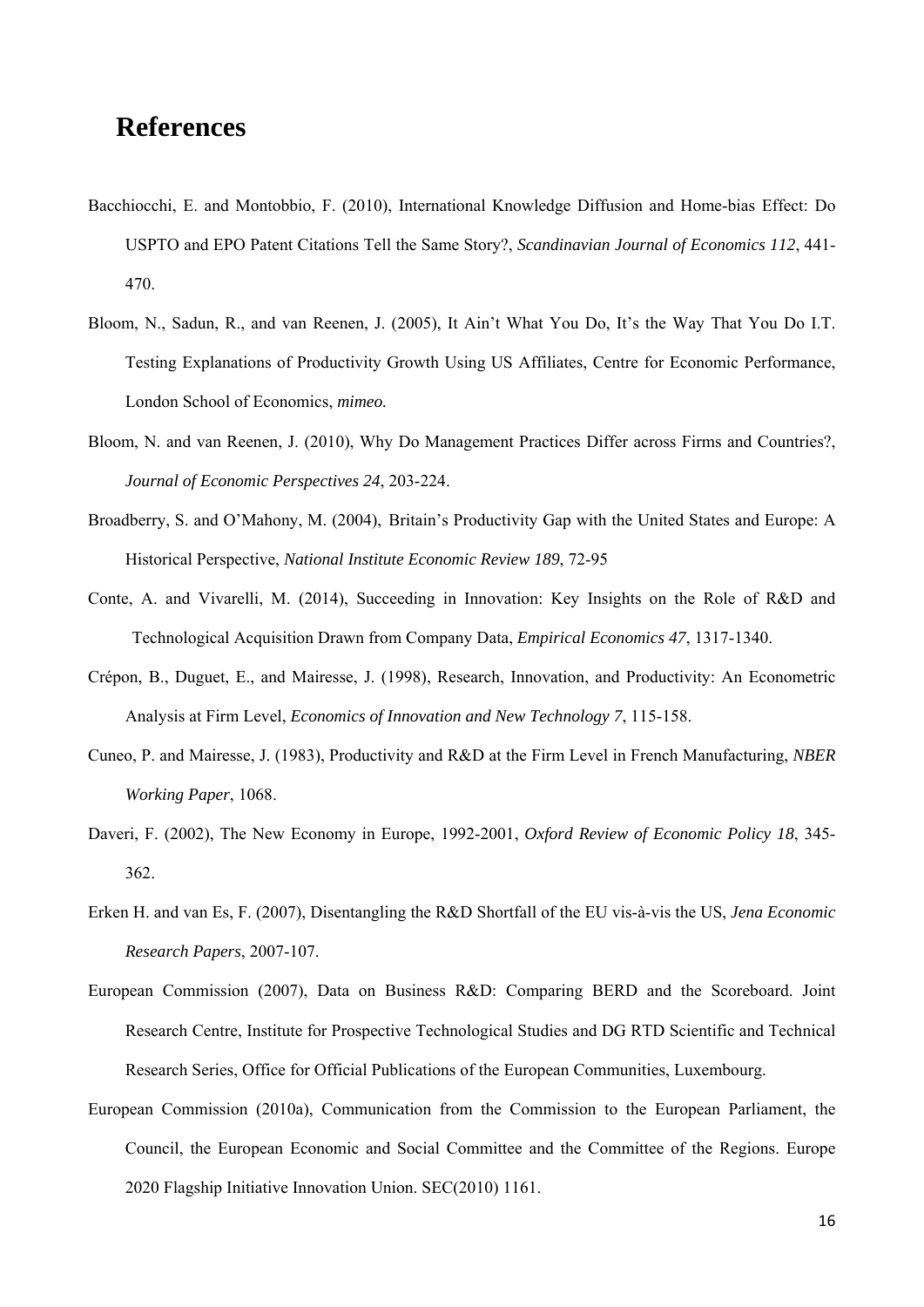# References

Bacchiocchi, E. and Montobbio, F. (2010), International Knowledge Diffusion and Home-bias Effect: Do USPTO and EPO Patent Citations Tell the Same Story?, *Scandinavian Journal of Economics 112*, 441-470.

Bloom, N., Sadun, R., and van Reenen, J. (2005), It Ain't What You Do, It's the Way That You Do I.T. Testing Explanations of Productivity Growth Using US Affiliates, Centre for Economic Performance, London School of Economics, *mimeo.*

Bloom, N. and van Reenen, J. (2010), Why Do Management Practices Differ across Firms and Countries?, *Journal of Economic Perspectives 24*, 203-224.

Broadberry, S. and O'Mahony, M. (2004), Britain's Productivity Gap with the United States and Europe: A Historical Perspective, *National Institute Economic Review 189*, 72-95

Conte, A. and Vivarelli, M. (2014), Succeeding in Innovation: Key Insights on the Role of R&D and Technological Acquisition Drawn from Company Data, *Empirical Economics 47*, 1317-1340.

Crépon, B., Duguet, E., and Mairesse, J. (1998), Research, Innovation, and Productivity: An Econometric Analysis at Firm Level, *Economics of Innovation and New Technology 7*, 115-158.

Cuneo, P. and Mairesse, J. (1983), Productivity and R&D at the Firm Level in French Manufacturing, *NBER Working Paper*, 1068.

Daveri, F. (2002), The New Economy in Europe, 1992-2001, *Oxford Review of Economic Policy 18*, 345-362.

Erken H. and van Es, F. (2007), Disentangling the R&D Shortfall of the EU vis-à-vis the US, *Jena Economic Research Papers*, 2007-107.

European Commission (2007), Data on Business R&D: Comparing BERD and the Scoreboard. Joint Research Centre, Institute for Prospective Technological Studies and DG RTD Scientific and Technical Research Series, Office for Official Publications of the European Communities, Luxembourg.

European Commission (2010a), Communication from the Commission to the European Parliament, the Council, the European Economic and Social Committee and the Committee of the Regions. Europe 2020 Flagship Initiative Innovation Union. SEC(2010) 1161.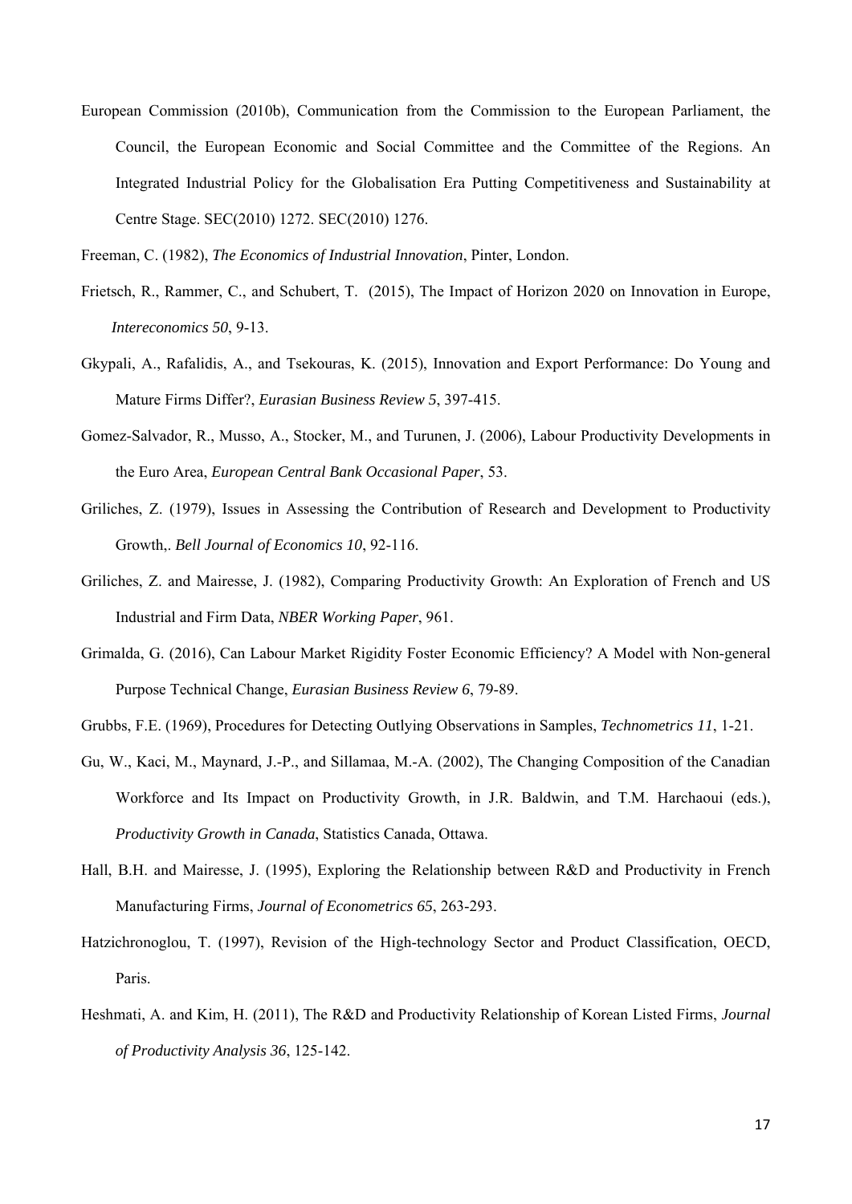European Commission (2010b), Communication from the Commission to the European Parliament, the Council, the European Economic and Social Committee and the Committee of the Regions. An Integrated Industrial Policy for the Globalisation Era Putting Competitiveness and Sustainability at Centre Stage. SEC(2010) 1272. SEC(2010) 1276.

Freeman, C. (1982), *The Economics of Industrial Innovation*, Pinter, London.

Frietsch, R., Rammer, C., and Schubert, T. (2015), The Impact of Horizon 2020 on Innovation in Europe, *Intereconomics 50*, 9-13.

Gkypali, A., Rafalidis, A., and Tsekouras, K. (2015), Innovation and Export Performance: Do Young and Mature Firms Differ?, *Eurasian Business Review 5*, 397-415.

Gomez-Salvador, R., Musso, A., Stocker, M., and Turunen, J. (2006), Labour Productivity Developments in the Euro Area, *European Central Bank Occasional Paper*, 53.

Griliches, Z. (1979), Issues in Assessing the Contribution of Research and Development to Productivity Growth,. *Bell Journal of Economics 10*, 92-116.

Griliches, Z. and Mairesse, J. (1982), Comparing Productivity Growth: An Exploration of French and US Industrial and Firm Data, *NBER Working Paper*, 961.

Grimalda, G. (2016), Can Labour Market Rigidity Foster Economic Efficiency? A Model with Non-general Purpose Technical Change, *Eurasian Business Review 6*, 79-89.

Grubbs, F.E. (1969), Procedures for Detecting Outlying Observations in Samples, *Technometrics 11*, 1-21.

Gu, W., Kaci, M., Maynard, J.-P., and Sillamaa, M.-A. (2002), The Changing Composition of the Canadian Workforce and Its Impact on Productivity Growth, in J.R. Baldwin, and T.M. Harchaoui (eds.), *Productivity Growth in Canada*, Statistics Canada, Ottawa.

Hall, B.H. and Mairesse, J. (1995), Exploring the Relationship between R&D and Productivity in French Manufacturing Firms, *Journal of Econometrics 65*, 263-293.

Hatzichronoglou, T. (1997), Revision of the High-technology Sector and Product Classification, OECD, Paris.

Heshmati, A. and Kim, H. (2011), The R&D and Productivity Relationship of Korean Listed Firms, *Journal of Productivity Analysis 36*, 125-142.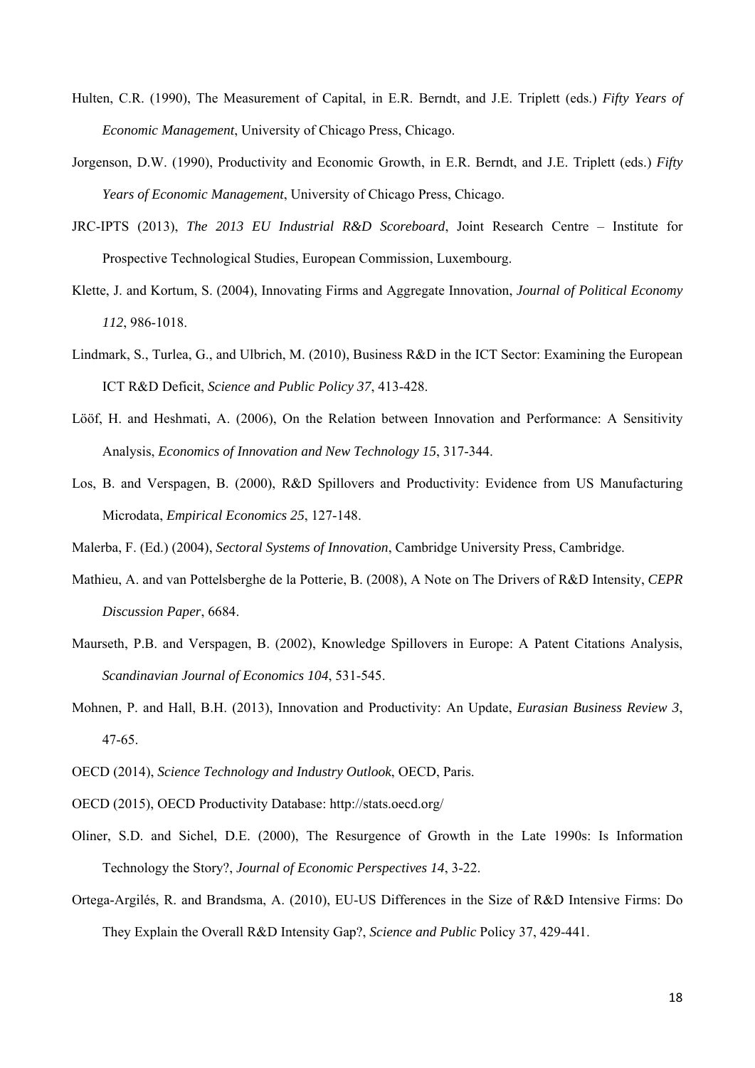Hulten, C.R. (1990), The Measurement of Capital, in E.R. Berndt, and J.E. Triplett (eds.) *Fifty Years of Economic Management*, University of Chicago Press, Chicago.

Jorgenson, D.W. (1990), Productivity and Economic Growth, in E.R. Berndt, and J.E. Triplett (eds.) *Fifty Years of Economic Management*, University of Chicago Press, Chicago.

JRC-IPTS (2013), *The 2013 EU Industrial R&D Scoreboard*, Joint Research Centre – Institute for Prospective Technological Studies, European Commission, Luxembourg.

Klette, J. and Kortum, S. (2004), Innovating Firms and Aggregate Innovation, *Journal of Political Economy 112*, 986-1018.

Lindmark, S., Turlea, G., and Ulbrich, M. (2010), Business R&D in the ICT Sector: Examining the European ICT R&D Deficit, *Science and Public Policy 37*, 413-428.

Lööf, H. and Heshmati, A. (2006), On the Relation between Innovation and Performance: A Sensitivity Analysis, *Economics of Innovation and New Technology 15*, 317-344.

Los, B. and Verspagen, B. (2000), R&D Spillovers and Productivity: Evidence from US Manufacturing Microdata, *Empirical Economics 25*, 127-148.

Malerba, F. (Ed.) (2004), *Sectoral Systems of Innovation*, Cambridge University Press, Cambridge.

Mathieu, A. and van Pottelsberghe de la Potterie, B. (2008), A Note on The Drivers of R&D Intensity, *CEPR Discussion Paper*, 6684.

Maurseth, P.B. and Verspagen, B. (2002), Knowledge Spillovers in Europe: A Patent Citations Analysis, *Scandinavian Journal of Economics 104*, 531-545.

Mohnen, P. and Hall, B.H. (2013), Innovation and Productivity: An Update, *Eurasian Business Review 3*, 47-65.

OECD (2014), *Science Technology and Industry Outlook*, OECD, Paris.

OECD (2015), OECD Productivity Database: http://stats.oecd.org/

Oliner, S.D. and Sichel, D.E. (2000), The Resurgence of Growth in the Late 1990s: Is Information Technology the Story?, *Journal of Economic Perspectives 14*, 3-22.

Ortega-Argilés, R. and Brandsma, A. (2010), EU-US Differences in the Size of R&D Intensive Firms: Do They Explain the Overall R&D Intensity Gap?, *Science and Public* Policy 37, 429-441.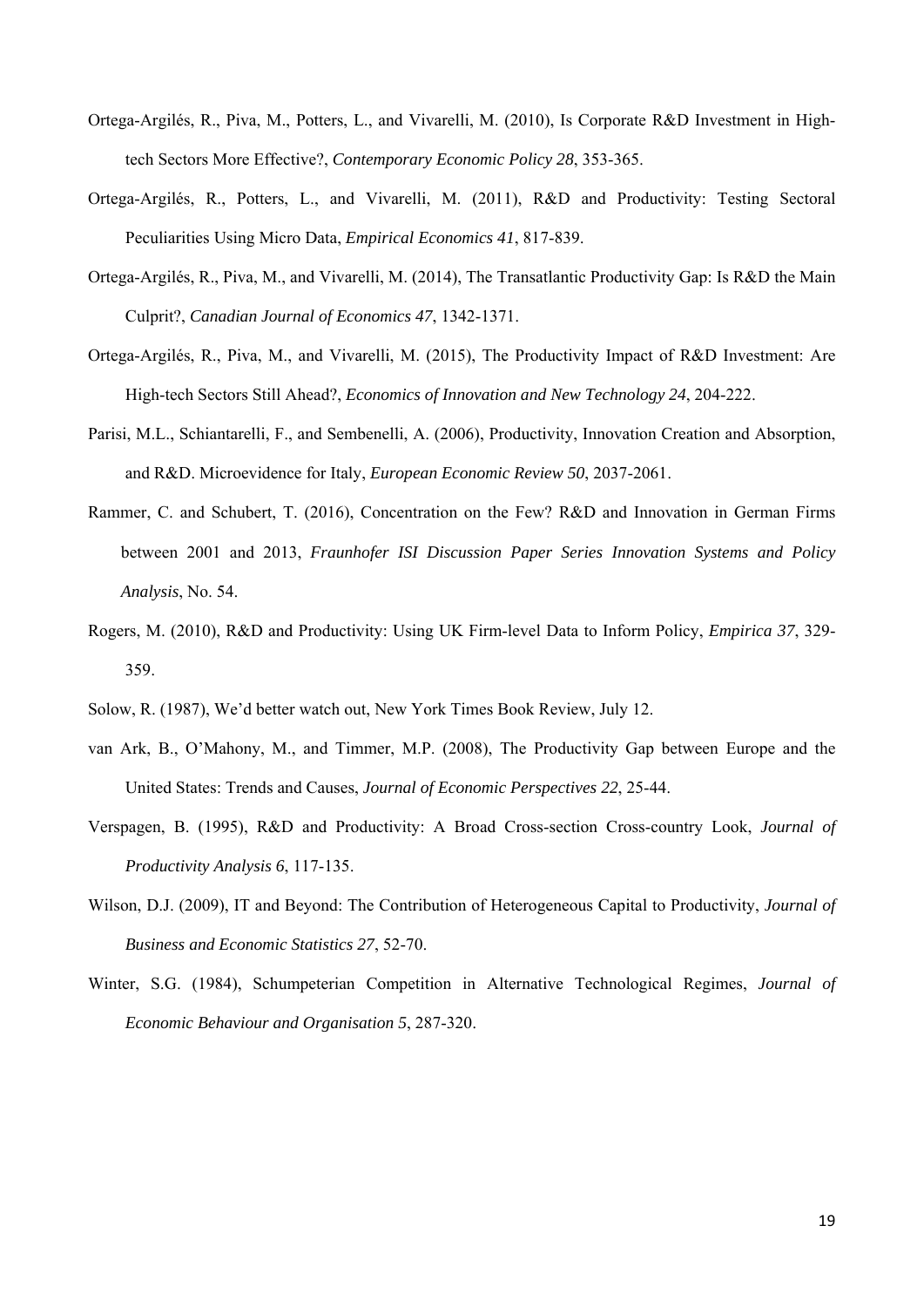Ortega-Argilés, R., Piva, M., Potters, L., and Vivarelli, M. (2010), Is Corporate R&D Investment in High-tech Sectors More Effective?, *Contemporary Economic Policy 28*, 353-365.

Ortega-Argilés, R., Potters, L., and Vivarelli, M. (2011), R&D and Productivity: Testing Sectoral Peculiarities Using Micro Data, *Empirical Economics 41*, 817-839.

Ortega-Argilés, R., Piva, M., and Vivarelli, M. (2014), The Transatlantic Productivity Gap: Is R&D the Main Culprit?, *Canadian Journal of Economics 47*, 1342-1371.

Ortega-Argilés, R., Piva, M., and Vivarelli, M. (2015), The Productivity Impact of R&D Investment: Are High-tech Sectors Still Ahead?, *Economics of Innovation and New Technology 24*, 204-222.

Parisi, M.L., Schiantarelli, F., and Sembenelli, A. (2006), Productivity, Innovation Creation and Absorption, and R&D. Microevidence for Italy, *European Economic Review 50*, 2037-2061.

Rammer, C. and Schubert, T. (2016), Concentration on the Few? R&D and Innovation in German Firms between 2001 and 2013, *Fraunhofer ISI Discussion Paper Series Innovation Systems and Policy Analysis*, No. 54.

Rogers, M. (2010), R&D and Productivity: Using UK Firm-level Data to Inform Policy, *Empirica 37*, 329-359.

Solow, R. (1987), We'd better watch out, New York Times Book Review, July 12.

van Ark, B., O'Mahony, M., and Timmer, M.P. (2008), The Productivity Gap between Europe and the United States: Trends and Causes, *Journal of Economic Perspectives 22*, 25-44.

Verspagen, B. (1995), R&D and Productivity: A Broad Cross-section Cross-country Look, *Journal of Productivity Analysis 6*, 117-135.

Wilson, D.J. (2009), IT and Beyond: The Contribution of Heterogeneous Capital to Productivity, *Journal of Business and Economic Statistics 27*, 52-70.

Winter, S.G. (1984), Schumpeterian Competition in Alternative Technological Regimes, *Journal of Economic Behaviour and Organisation 5*, 287-320.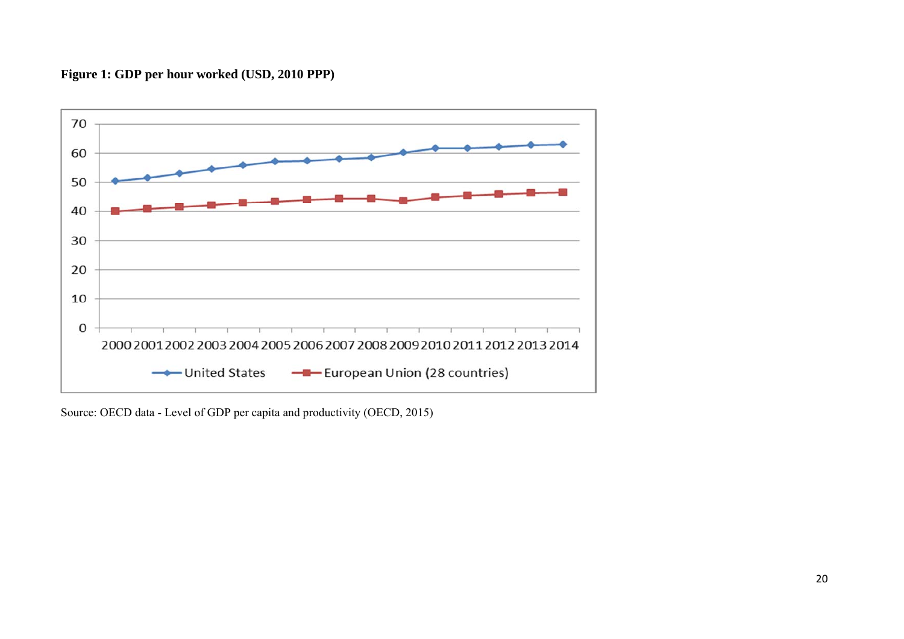**Figure 1: GDP per hour worked (USD, 2010 PPP)**

Source: OECD data - Level of GDP per capita and productivity (OECD, 2015)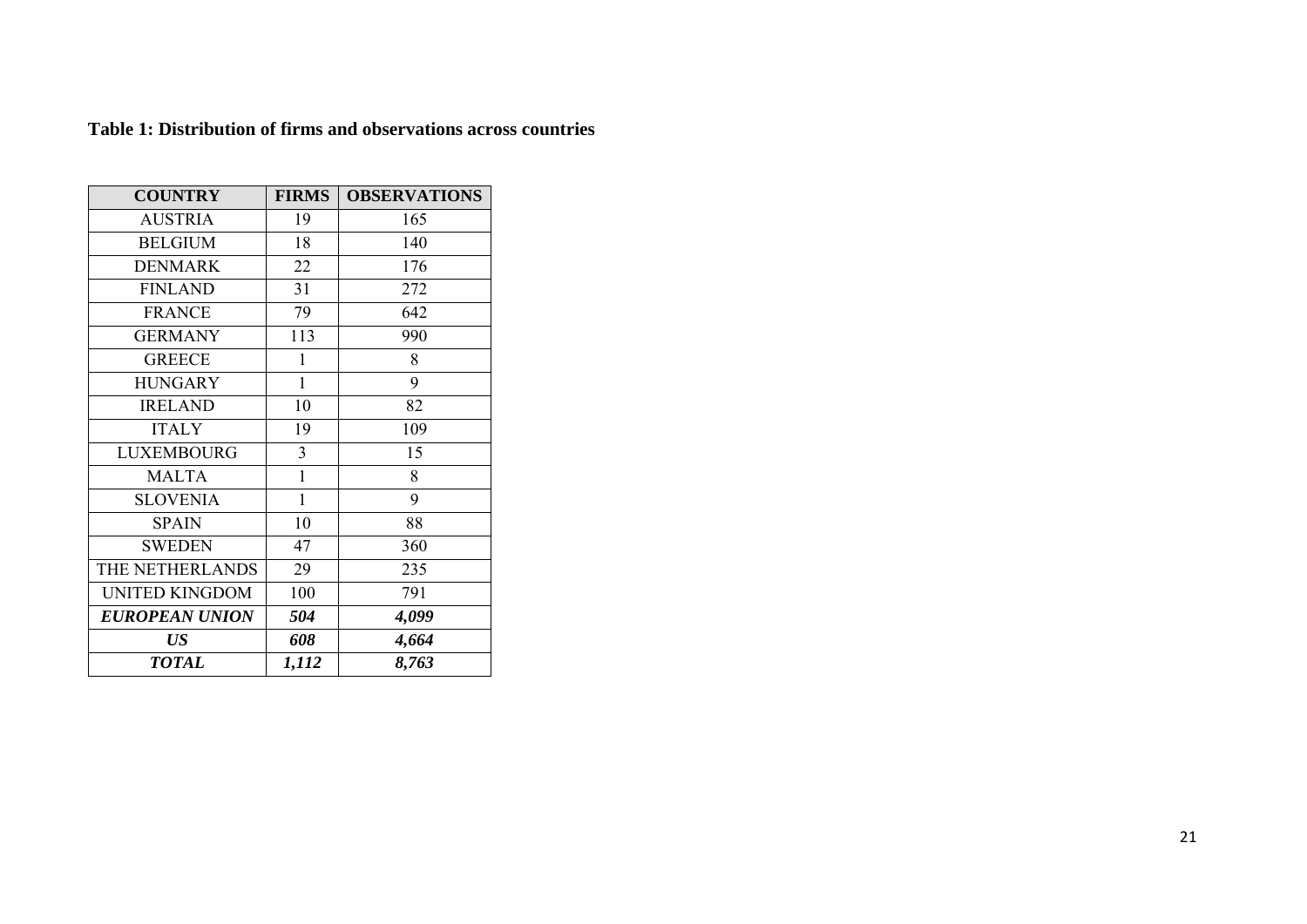**Table 1: Distribution of firms and observations across countries**

| COUNTRY | FIRMS | OBSERVATIONS |
|---|---|---|
| AUSTRIA | 19 | 165 |
| BELGIUM | 18 | 140 |
| DENMARK | 22 | 176 |
| FINLAND | 31 | 272 |
| FRANCE | 79 | 642 |
| GERMANY | 113 | 990 |
| GREECE | 1 | 8 |
| HUNGARY | 1 | 9 |
| IRELAND | 10 | 82 |
| ITALY | 19 | 109 |
| LUXEMBOURG | 3 | 15 |
| MALTA | 1 | 8 |
| SLOVENIA | 1 | 9 |
| SPAIN | 10 | 88 |
| SWEDEN | 47 | 360 |
| THE NETHERLANDS | 29 | 235 |
| UNITED KINGDOM | 100 | 791 |
| ***EUROPEAN UNION*** | ***504*** | ***4,099*** |
| ***US*** | ***608*** | ***4,664*** |
| ***TOTAL*** | ***1,112*** | ***8,763*** |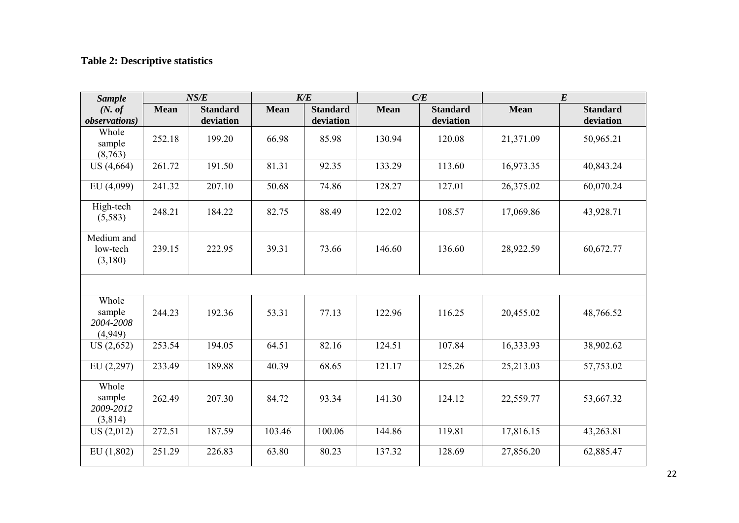**Table 2: Descriptive statistics**

| *Sample (N. of observations)* | *NS/E* | | *K/E* | | *C/E* | | *E* | |
|---|---|---|---|---|---|---|---|---|
| | **Mean** | **Standard deviation** | **Mean** | **Standard deviation** | **Mean** | **Standard deviation** | **Mean** | **Standard deviation** |
| Whole sample (8,763) | 252.18 | 199.20 | 66.98 | 85.98 | 130.94 | 120.08 | 21,371.09 | 50,965.21 |
| US (4,664) | 261.72 | 191.50 | 81.31 | 92.35 | 133.29 | 113.60 | 16,973.35 | 40,843.24 |
| EU (4,099) | 241.32 | 207.10 | 50.68 | 74.86 | 128.27 | 127.01 | 26,375.02 | 60,070.24 |
| High-tech (5,583) | 248.21 | 184.22 | 82.75 | 88.49 | 122.02 | 108.57 | 17,069.86 | 43,928.71 |
| Medium and low-tech (3,180) | 239.15 | 222.95 | 39.31 | 73.66 | 146.60 | 136.60 | 28,922.59 | 60,672.77 |
| | | | | | | | | |
| Whole sample *2004-2008* (4,949) | 244.23 | 192.36 | 53.31 | 77.13 | 122.96 | 116.25 | 20,455.02 | 48,766.52 |
| US (2,652) | 253.54 | 194.05 | 64.51 | 82.16 | 124.51 | 107.84 | 16,333.93 | 38,902.62 |
| EU (2,297) | 233.49 | 189.88 | 40.39 | 68.65 | 121.17 | 125.26 | 25,213.03 | 57,753.02 |
| Whole sample *2009-2012* (3,814) | 262.49 | 207.30 | 84.72 | 93.34 | 141.30 | 124.12 | 22,559.77 | 53,667.32 |
| US (2,012) | 272.51 | 187.59 | 103.46 | 100.06 | 144.86 | 119.81 | 17,816.15 | 43,263.81 |
| EU (1,802) | 251.29 | 226.83 | 63.80 | 80.23 | 137.32 | 128.69 | 27,856.20 | 62,885.47 |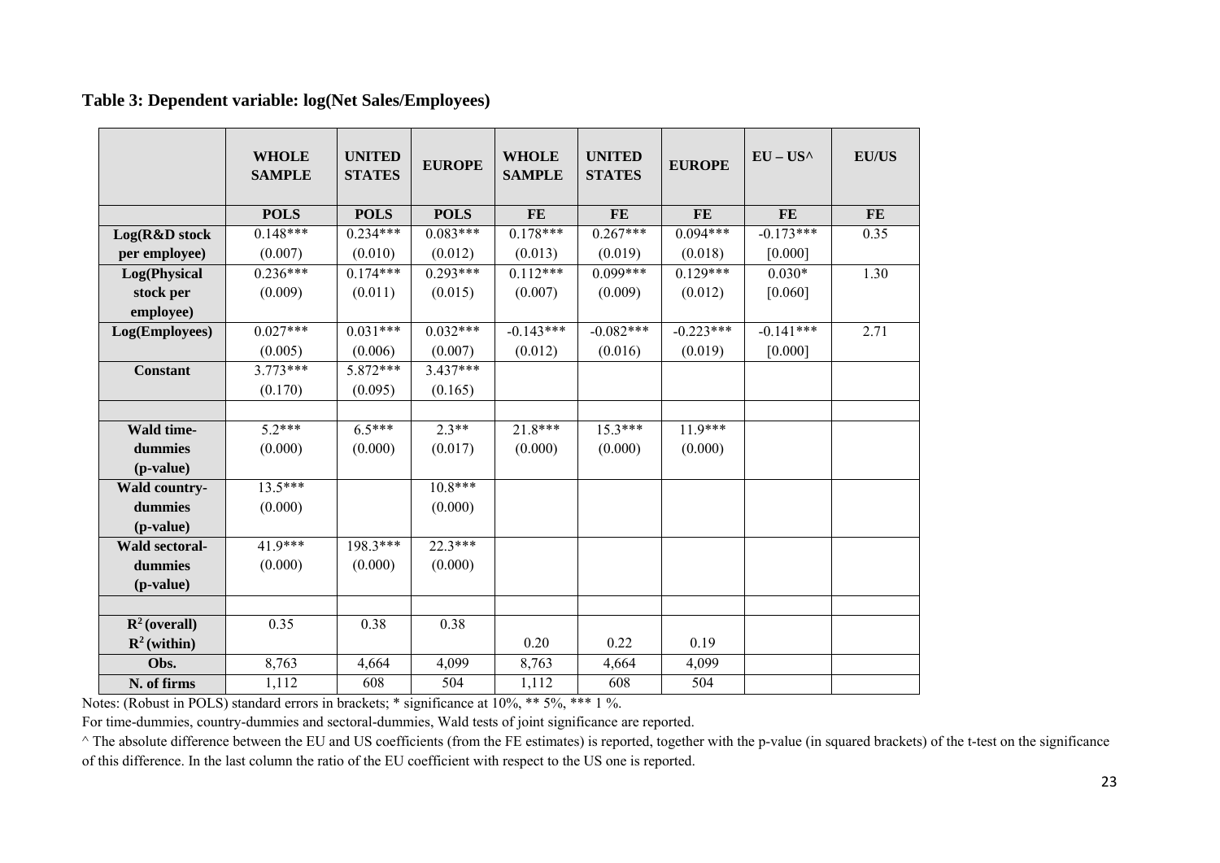**Table 3: Dependent variable: log(Net Sales/Employees)**

| | WHOLE SAMPLE | UNITED STATES | EUROPE | WHOLE SAMPLE | UNITED STATES | EUROPE | EU – US^ | EU/US |
|---|---|---|---|---|---|---|---|---|
| | POLS | POLS | POLS | FE | FE | FE | FE | FE |
| Log(R&D stock per employee) | 0.148*** | 0.234*** | 0.083*** | 0.178*** | 0.267*** | 0.094*** | -0.173*** | 0.35 |
| | (0.007) | (0.010) | (0.012) | (0.013) | (0.019) | (0.018) | [0.000] | |
| Log(Physical stock per employee) | 0.236*** | 0.174*** | 0.293*** | 0.112*** | 0.099*** | 0.129*** | 0.030* | 1.30 |
| | (0.009) | (0.011) | (0.015) | (0.007) | (0.009) | (0.012) | [0.060] | |
| Log(Employees) | 0.027*** | 0.031*** | 0.032*** | -0.143*** | -0.082*** | -0.223*** | -0.141*** | 2.71 |
| | (0.005) | (0.006) | (0.007) | (0.012) | (0.016) | (0.019) | [0.000] | |
| Constant | 3.773*** | 5.872*** | 3.437*** | | | | | |
| | (0.170) | (0.095) | (0.165) | | | | | |
| | | | | | | | | |
| Wald time-dummies (p-value) | 5.2*** | 6.5*** | 2.3** | 21.8*** | 15.3*** | 11.9*** | | |
| | (0.000) | (0.000) | (0.017) | (0.000) | (0.000) | (0.000) | | |
| Wald country-dummies (p-value) | 13.5*** | | 10.8*** | | | | | |
| | (0.000) | | (0.000) | | | | | |
| Wald sectoral-dummies (p-value) | 41.9*** | 198.3*** | 22.3*** | | | | | |
| | (0.000) | (0.000) | (0.000) | | | | | |
| | | | | | | | | |
| $R^2$ (overall) | 0.35 | 0.38 | 0.38 | | | | | |
| $R^2$ (within) | | | | 0.20 | 0.22 | 0.19 | | |
| Obs. | 8,763 | 4,664 | 4,099 | 8,763 | 4,664 | 4,099 | | |
| N. of firms | 1,112 | 608 | 504 | 1,112 | 608 | 504 | | |

Notes: (Robust in POLS) standard errors in brackets; * significance at 10%, ** 5%, *** 1 %.

For time-dummies, country-dummies and sectoral-dummies, Wald tests of joint significance are reported.

^ The absolute difference between the EU and US coefficients (from the FE estimates) is reported, together with the p-value (in squared brackets) of the t-test on the significance of this difference. In the last column the ratio of the EU coefficient with respect to the US one is reported.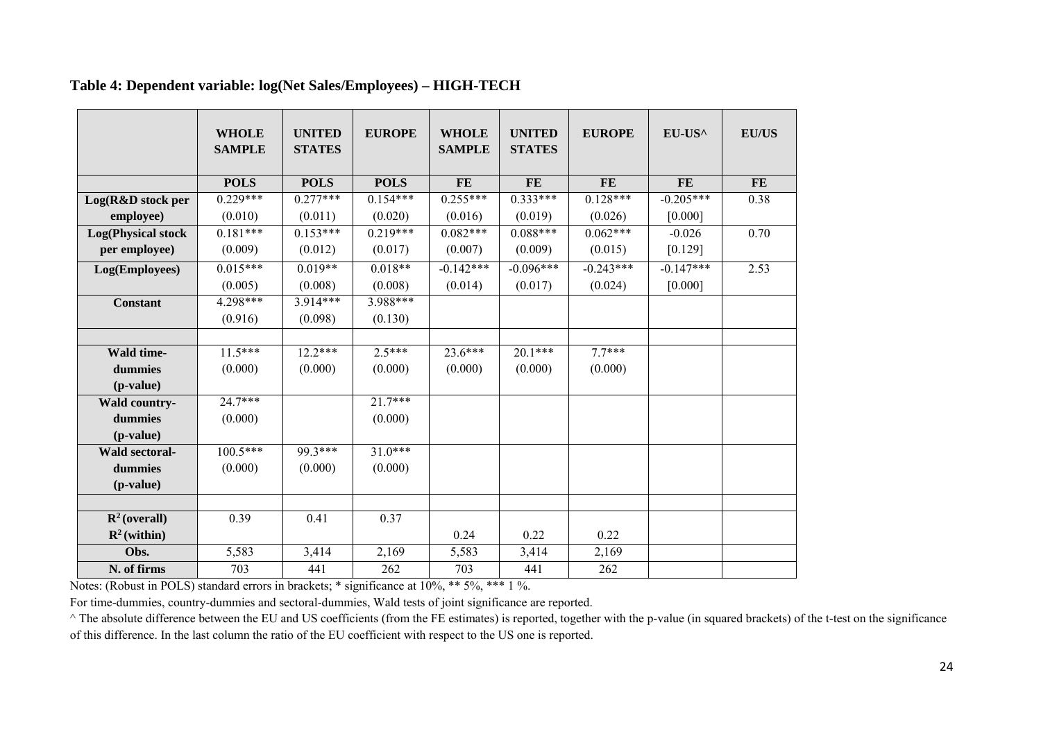**Table 4: Dependent variable: log(Net Sales/Employees) – HIGH-TECH**

| | WHOLE SAMPLE | UNITED STATES | EUROPE | WHOLE SAMPLE | UNITED STATES | EUROPE | EU-US^ | EU/US |
|---|---|---|---|---|---|---|---|---|
| | POLS | POLS | POLS | FE | FE | FE | FE | FE |
| Log(R&D stock per employee) | 0.229*** (0.010) | 0.277*** (0.011) | 0.154*** (0.020) | 0.255*** (0.016) | 0.333*** (0.019) | 0.128*** (0.026) | -0.205*** [0.000] | 0.38 |
| Log(Physical stock per employee) | 0.181*** (0.009) | 0.153*** (0.012) | 0.219*** (0.017) | 0.082*** (0.007) | 0.088*** (0.009) | 0.062*** (0.015) | -0.026 [0.129] | 0.70 |
| Log(Employees) | 0.015*** (0.005) | 0.019** (0.008) | 0.018** (0.008) | -0.142*** (0.014) | -0.096*** (0.017) | -0.243*** (0.024) | -0.147*** [0.000] | 2.53 |
| Constant | 4.298*** (0.916) | 3.914*** (0.098) | 3.988*** (0.130) | | | | | |
| | | | | | | | | |
| Wald time-dummies (p-value) | 11.5*** (0.000) | 12.2*** (0.000) | 2.5*** (0.000) | 23.6*** (0.000) | 20.1*** (0.000) | 7.7*** (0.000) | | |
| Wald country-dummies (p-value) | 24.7*** (0.000) | | 21.7*** (0.000) | | | | | |
| Wald sectoral-dummies (p-value) | 100.5*** (0.000) | 99.3*** (0.000) | 31.0*** (0.000) | | | | | |
| | | | | | | | | |
| $R^2$ (overall) | 0.39 | 0.41 | 0.37 | | | | | |
| $R^2$ (within) | | | | 0.24 | 0.22 | 0.22 | | |
| Obs. | 5,583 | 3,414 | 2,169 | 5,583 | 3,414 | 2,169 | | |
| N. of firms | 703 | 441 | 262 | 703 | 441 | 262 | | |

Notes: (Robust in POLS) standard errors in brackets; * significance at 10%, ** 5%, *** 1 %.

For time-dummies, country-dummies and sectoral-dummies, Wald tests of joint significance are reported.

^ The absolute difference between the EU and US coefficients (from the FE estimates) is reported, together with the p-value (in squared brackets) of the t-test on the significance of this difference. In the last column the ratio of the EU coefficient with respect to the US one is reported.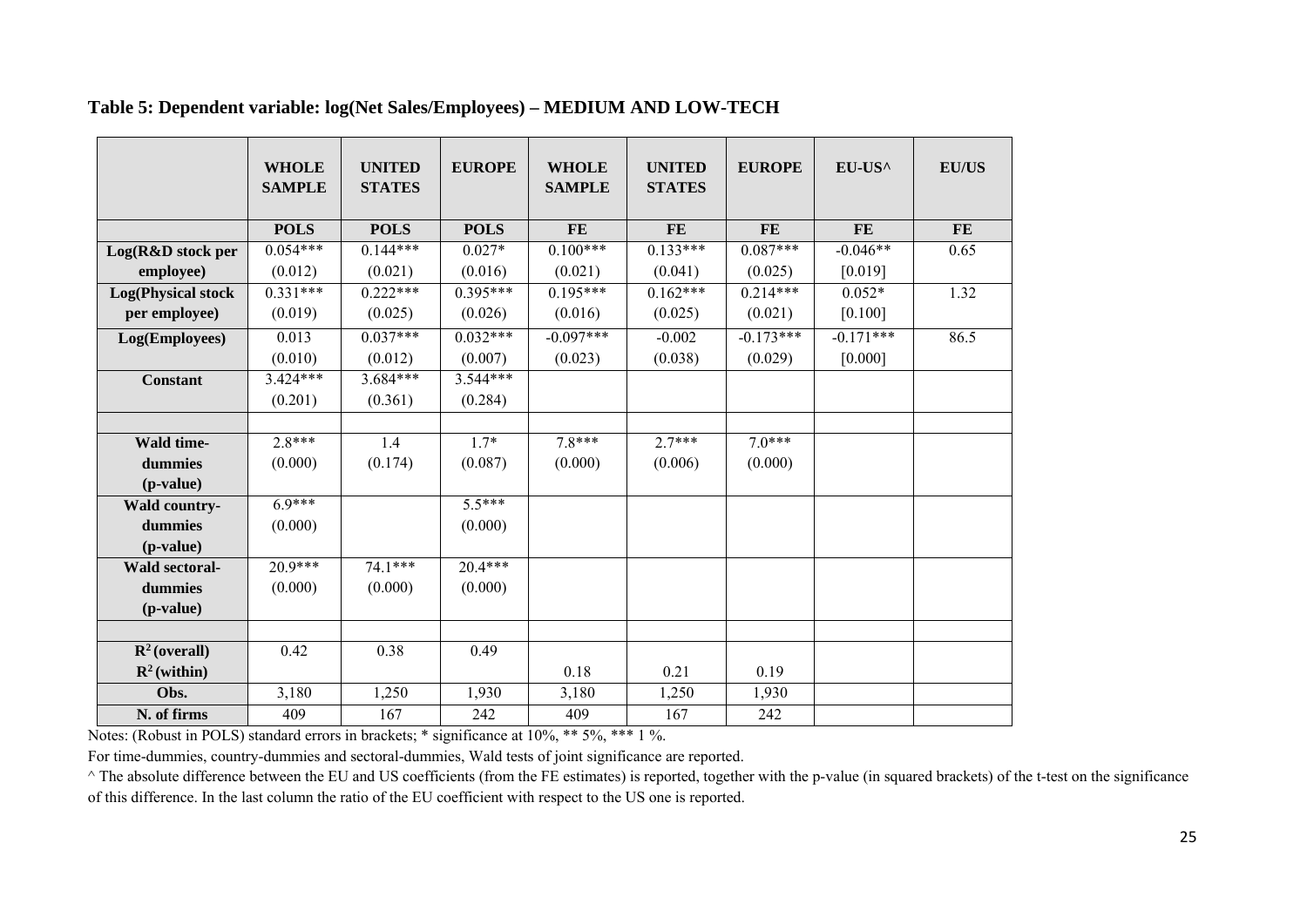**Table 5: Dependent variable: log(Net Sales/Employees) – MEDIUM AND LOW-TECH**

| | WHOLE SAMPLE | UNITED STATES | EUROPE | WHOLE SAMPLE | UNITED STATES | EUROPE | EU-US^ | EU/US |
|---|---|---|---|---|---|---|---|---|
| | POLS | POLS | POLS | FE | FE | FE | FE | FE |
| Log(R&D stock per employee) | 0.054*** (0.012) | 0.144*** (0.021) | 0.027* (0.016) | 0.100*** (0.021) | 0.133*** (0.041) | 0.087*** (0.025) | -0.046** [0.019] | 0.65 |
| Log(Physical stock per employee) | 0.331*** (0.019) | 0.222*** (0.025) | 0.395*** (0.026) | 0.195*** (0.016) | 0.162*** (0.025) | 0.214*** (0.021) | 0.052* [0.100] | 1.32 |
| Log(Employees) | 0.013 (0.010) | 0.037*** (0.012) | 0.032*** (0.007) | -0.097*** (0.023) | -0.002 (0.038) | -0.173*** (0.029) | -0.171*** [0.000] | 86.5 |
| Constant | 3.424*** (0.201) | 3.684*** (0.361) | 3.544*** (0.284) | | | | | |
| | | | | | | | | |
| Wald time-dummies (p-value) | 2.8*** (0.000) | 1.4 (0.174) | 1.7* (0.087) | 7.8*** (0.000) | 2.7*** (0.006) | 7.0*** (0.000) | | |
| Wald country-dummies (p-value) | 6.9*** (0.000) | | 5.5*** (0.000) | | | | | |
| Wald sectoral-dummies (p-value) | 20.9*** (0.000) | 74.1*** (0.000) | 20.4*** (0.000) | | | | | |
| | | | | | | | | |
| $R^2$ (overall) | 0.42 | 0.38 | 0.49 | | | | | |
| $R^2$ (within) | | | | 0.18 | 0.21 | 0.19 | | |
| Obs. | 3,180 | 1,250 | 1,930 | 3,180 | 1,250 | 1,930 | | |
| N. of firms | 409 | 167 | 242 | 409 | 167 | 242 | | |

Notes: (Robust in POLS) standard errors in brackets; * significance at 10%, ** 5%, *** 1 %.

For time-dummies, country-dummies and sectoral-dummies, Wald tests of joint significance are reported.

^ The absolute difference between the EU and US coefficients (from the FE estimates) is reported, together with the p-value (in squared brackets) of the t-test on the significance of this difference. In the last column the ratio of the EU coefficient with respect to the US one is reported.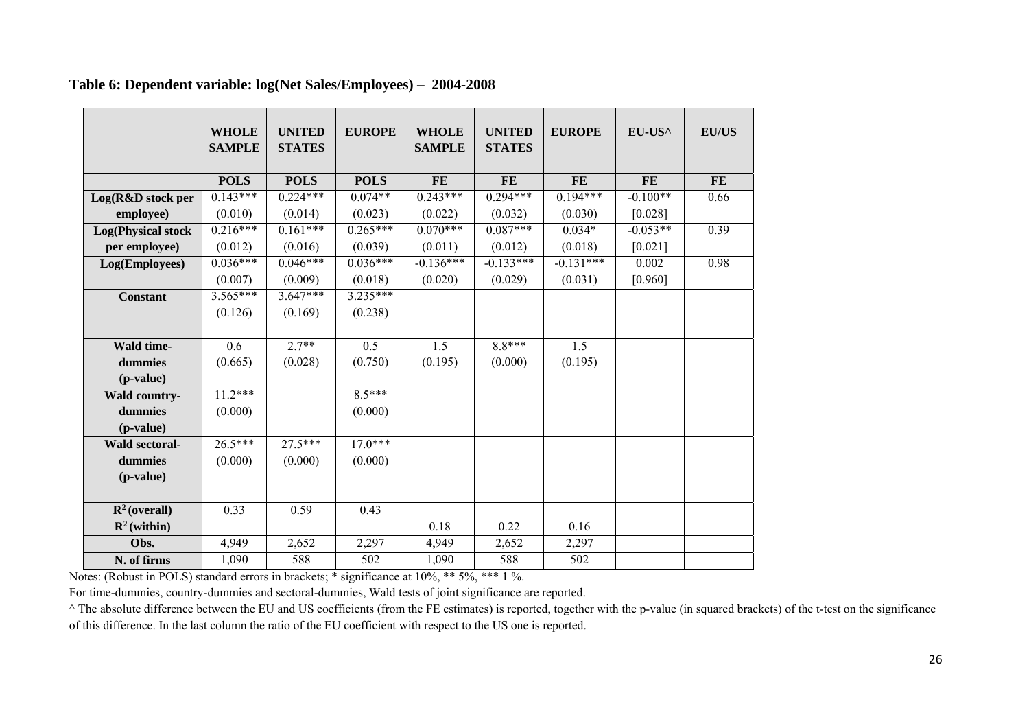**Table 6: Dependent variable: log(Net Sales/Employees) – 2004-2008**

| | WHOLE SAMPLE | UNITED STATES | EUROPE | WHOLE SAMPLE | UNITED STATES | EUROPE | EU-US^ | EU/US |
|---|---|---|---|---|---|---|---|---|
| | **POLS** | **POLS** | **POLS** | **FE** | **FE** | **FE** | **FE** | **FE** |
| **Log(R&D stock per employee)** | 0.143*** | 0.224*** | 0.074** | 0.243*** | 0.294*** | 0.194*** | -0.100** | 0.66 |
| | (0.010) | (0.014) | (0.023) | (0.022) | (0.032) | (0.030) | [0.028] | |
| **Log(Physical stock per employee)** | 0.216*** | 0.161*** | 0.265*** | 0.070*** | 0.087*** | 0.034* | -0.053** | 0.39 |
| | (0.012) | (0.016) | (0.039) | (0.011) | (0.012) | (0.018) | [0.021] | |
| **Log(Employees)** | 0.036*** | 0.046*** | 0.036*** | -0.136*** | -0.133*** | -0.131*** | 0.002 | 0.98 |
| | (0.007) | (0.009) | (0.018) | (0.020) | (0.029) | (0.031) | [0.960] | |
| **Constant** | 3.565*** | 3.647*** | 3.235*** | | | | | |
| | (0.126) | (0.169) | (0.238) | | | | | |
| | | | | | | | | |
| **Wald time-dummies (p-value)** | 0.6 | 2.7** | 0.5 | 1.5 | 8.8*** | 1.5 | | |
| | (0.665) | (0.028) | (0.750) | (0.195) | (0.000) | (0.195) | | |
| **Wald country-dummies (p-value)** | 11.2*** | | 8.5*** | | | | | |
| | (0.000) | | (0.000) | | | | | |
| **Wald sectoral-dummies (p-value)** | 26.5*** | 27.5*** | 17.0*** | | | | | |
| | (0.000) | (0.000) | (0.000) | | | | | |
| | | | | | | | | |
| **$R^2$ (overall)** | 0.33 | 0.59 | 0.43 | | | | | |
| **$R^2$ (within)** | | | | 0.18 | 0.22 | 0.16 | | |
| **Obs.** | 4,949 | 2,652 | 2,297 | 4,949 | 2,652 | 2,297 | | |
| **N. of firms** | 1,090 | 588 | 502 | 1,090 | 588 | 502 | | |

Notes: (Robust in POLS) standard errors in brackets; * significance at 10%, ** 5%, *** 1 %.

For time-dummies, country-dummies and sectoral-dummies, Wald tests of joint significance are reported.

^ The absolute difference between the EU and US coefficients (from the FE estimates) is reported, together with the p-value (in squared brackets) of the t-test on the significance of this difference. In the last column the ratio of the EU coefficient with respect to the US one is reported.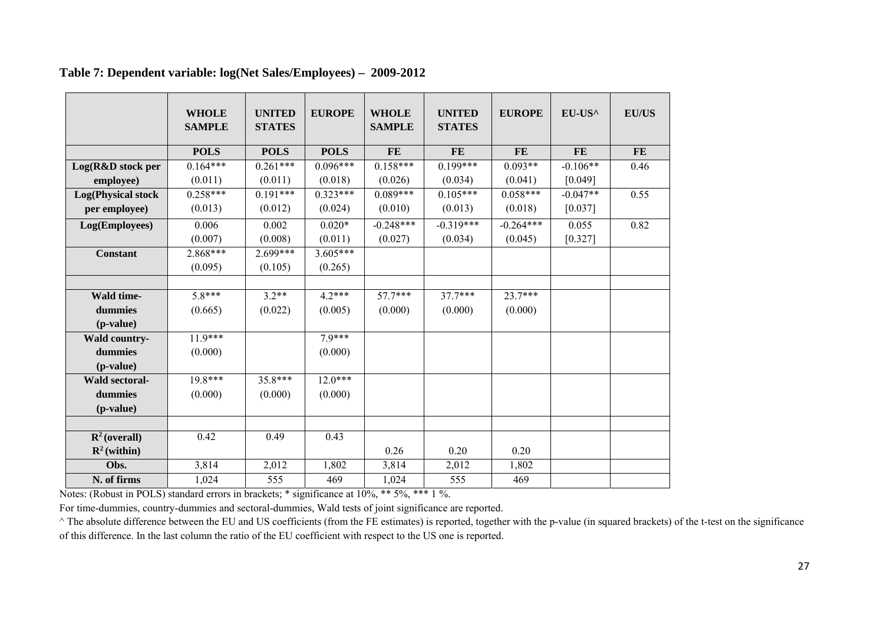**Table 7: Dependent variable: log(Net Sales/Employees) – 2009-2012**

| | WHOLE SAMPLE | UNITED STATES | EUROPE | WHOLE SAMPLE | UNITED STATES | EUROPE | EU-US^ | EU/US |
|---|---|---|---|---|---|---|---|---|
| | **POLS** | **POLS** | **POLS** | **FE** | **FE** | **FE** | **FE** | **FE** |
| **Log(R&D stock per employee)** | 0.164*** | 0.261*** | 0.096*** | 0.158*** | 0.199*** | 0.093** | -0.106** | 0.46 |
| | (0.011) | (0.011) | (0.018) | (0.026) | (0.034) | (0.041) | [0.049] | |
| **Log(Physical stock per employee)** | 0.258*** | 0.191*** | 0.323*** | 0.089*** | 0.105*** | 0.058*** | -0.047** | 0.55 |
| | (0.013) | (0.012) | (0.024) | (0.010) | (0.013) | (0.018) | [0.037] | |
| **Log(Employees)** | 0.006 | 0.002 | 0.020* | -0.248*** | -0.319*** | -0.264*** | 0.055 | 0.82 |
| | (0.007) | (0.008) | (0.011) | (0.027) | (0.034) | (0.045) | [0.327] | |
| **Constant** | 2.868*** | 2.699*** | 3.605*** | | | | | |
| | (0.095) | (0.105) | (0.265) | | | | | |
| | | | | | | | | |
| **Wald time-dummies (p-value)** | 5.8*** | 3.2** | 4.2*** | 57.7*** | 37.7*** | 23.7*** | | |
| | (0.665) | (0.022) | (0.005) | (0.000) | (0.000) | (0.000) | | |
| **Wald country-dummies (p-value)** | 11.9*** | | 7.9*** | | | | | |
| | (0.000) | | (0.000) | | | | | |
| **Wald sectoral-dummies (p-value)** | 19.8*** | 35.8*** | 12.0*** | | | | | |
| | (0.000) | (0.000) | (0.000) | | | | | |
| | | | | | | | | |
| **$R^2$ (overall)** | 0.42 | 0.49 | 0.43 | | | | | |
| **$R^2$ (within)** | | | | 0.26 | 0.20 | 0.20 | | |
| **Obs.** | 3,814 | 2,012 | 1,802 | 3,814 | 2,012 | 1,802 | | |
| **N. of firms** | 1,024 | 555 | 469 | 1,024 | 555 | 469 | | |

Notes: (Robust in POLS) standard errors in brackets; * significance at 10%, ** 5%, *** 1 %.

For time-dummies, country-dummies and sectoral-dummies, Wald tests of joint significance are reported.

^ The absolute difference between the EU and US coefficients (from the FE estimates) is reported, together with the p-value (in squared brackets) of the t-test on the significance of this difference. In the last column the ratio of the EU coefficient with respect to the US one is reported.